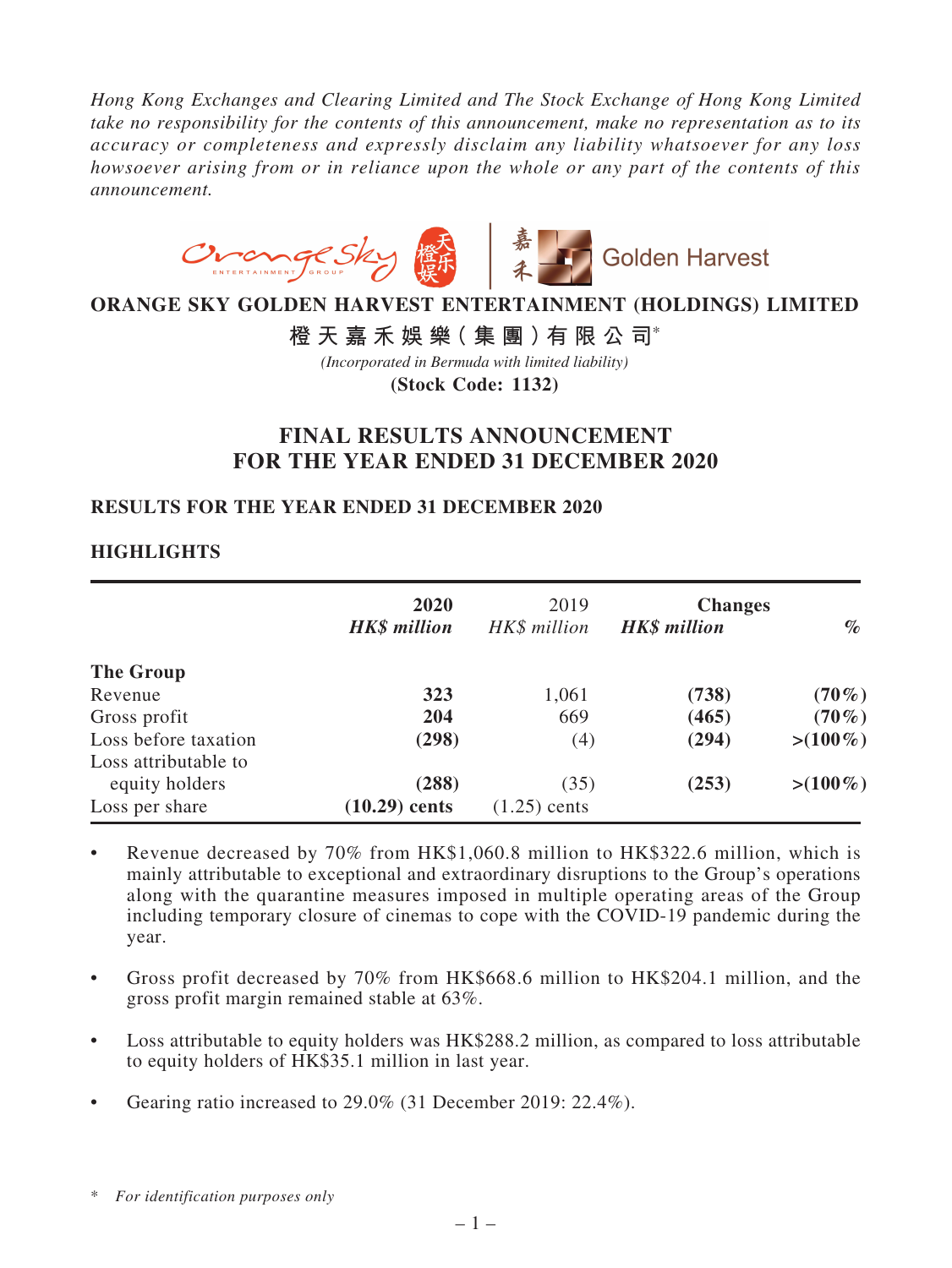*Hong Kong Exchanges and Clearing Limited and The Stock Exchange of Hong Kong Limited take no responsibility for the contents of this announcement, make no representation as to its accuracy or completeness and expressly disclaim any liability whatsoever for any loss howsoever arising from or in reliance upon the whole or any part of the contents of this announcement.*

# ORANGE SKY GOLDEN HARVEST ENTERTAINMENT (HOLDINGS) LIMITED

## 橙天嘉禾娛樂（集團）有限公司*

*(Incorporated in Bermuda with limited liability)*

**(Stock Code: 1132)**

# FINAL RESULTS ANNOUNCEMENT FOR THE YEAR ENDED 31 DECEMBER 2020

## RESULTS FOR THE YEAR ENDED 31 DECEMBER 2020

## HIGHLIGHTS

| | **2020** | 2019 | **Changes** | |
|---|---|---|---|---|
| | ***HK$ million*** | *HK$ million* | ***HK$ million*** | ***%*** |
| **The Group** | | | | |
| Revenue | **323** | 1,061 | **(738)** | **(70%)** |
| Gross profit | **204** | 669 | **(465)** | **(70%)** |
| Loss before taxation | **(298)** | (4) | **(294)** | **>(100%)** |
| Loss attributable to equity holders | **(288)** | (35) | **(253)** | **>(100%)** |
| Loss per share | **(10.29) cents** | (1.25) cents | | |

- Revenue decreased by 70% from HK$1,060.8 million to HK$322.6 million, which is mainly attributable to exceptional and extraordinary disruptions to the Group's operations along with the quarantine measures imposed in multiple operating areas of the Group including temporary closure of cinemas to cope with the COVID-19 pandemic during the year.
- Gross profit decreased by 70% from HK$668.6 million to HK$204.1 million, and the gross profit margin remained stable at 63%.
- Loss attributable to equity holders was HK$288.2 million, as compared to loss attributable to equity holders of HK$35.1 million in last year.
- Gearing ratio increased to 29.0% (31 December 2019: 22.4%).

\* *For identification purposes only*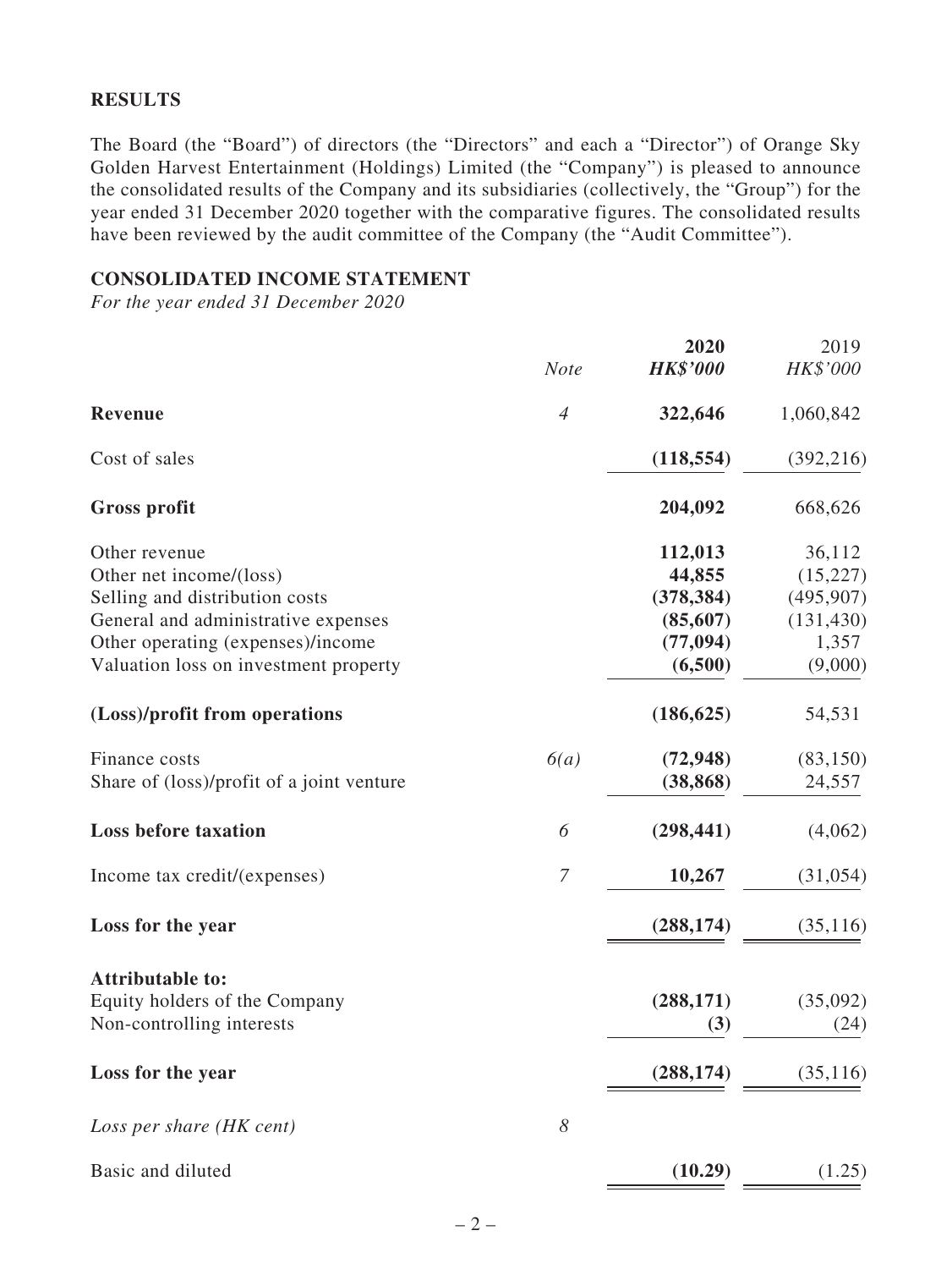## RESULTS

The Board (the "Board") of directors (the "Directors" and each a "Director") of Orange Sky Golden Harvest Entertainment (Holdings) Limited (the "Company") is pleased to announce the consolidated results of the Company and its subsidiaries (collectively, the "Group") for the year ended 31 December 2020 together with the comparative figures. The consolidated results have been reviewed by the audit committee of the Company (the "Audit Committee").

## CONSOLIDATED INCOME STATEMENT

*For the year ended 31 December 2020*

| | *Note* | **2020** **HK$'000** | 2019 HK$'000 |
|---|---|---|---|
| **Revenue** | *4* | **322,646** | 1,060,842 |
| Cost of sales | | **(118,554)** | (392,216) |
| **Gross profit** | | **204,092** | 668,626 |
| Other revenue | | **112,013** | 36,112 |
| Other net income/(loss) | | **44,855** | (15,227) |
| Selling and distribution costs | | **(378,384)** | (495,907) |
| General and administrative expenses | | **(85,607)** | (131,430) |
| Other operating (expenses)/income | | **(77,094)** | 1,357 |
| Valuation loss on investment property | | **(6,500)** | (9,000) |
| **(Loss)/profit from operations** | | **(186,625)** | 54,531 |
| Finance costs | *6(a)* | **(72,948)** | (83,150) |
| Share of (loss)/profit of a joint venture | | **(38,868)** | 24,557 |
| **Loss before taxation** | *6* | **(298,441)** | (4,062) |
| Income tax credit/(expenses) | *7* | **10,267** | (31,054) |
| **Loss for the year** | | **(288,174)** | (35,116) |
| **Attributable to:** | | | |
| Equity holders of the Company | | **(288,171)** | (35,092) |
| Non-controlling interests | | **(3)** | (24) |
| **Loss for the year** | | **(288,174)** | (35,116) |
| *Loss per share (HK cent)* | *8* | | |
| Basic and diluted | | **(10.29)** | (1.25) |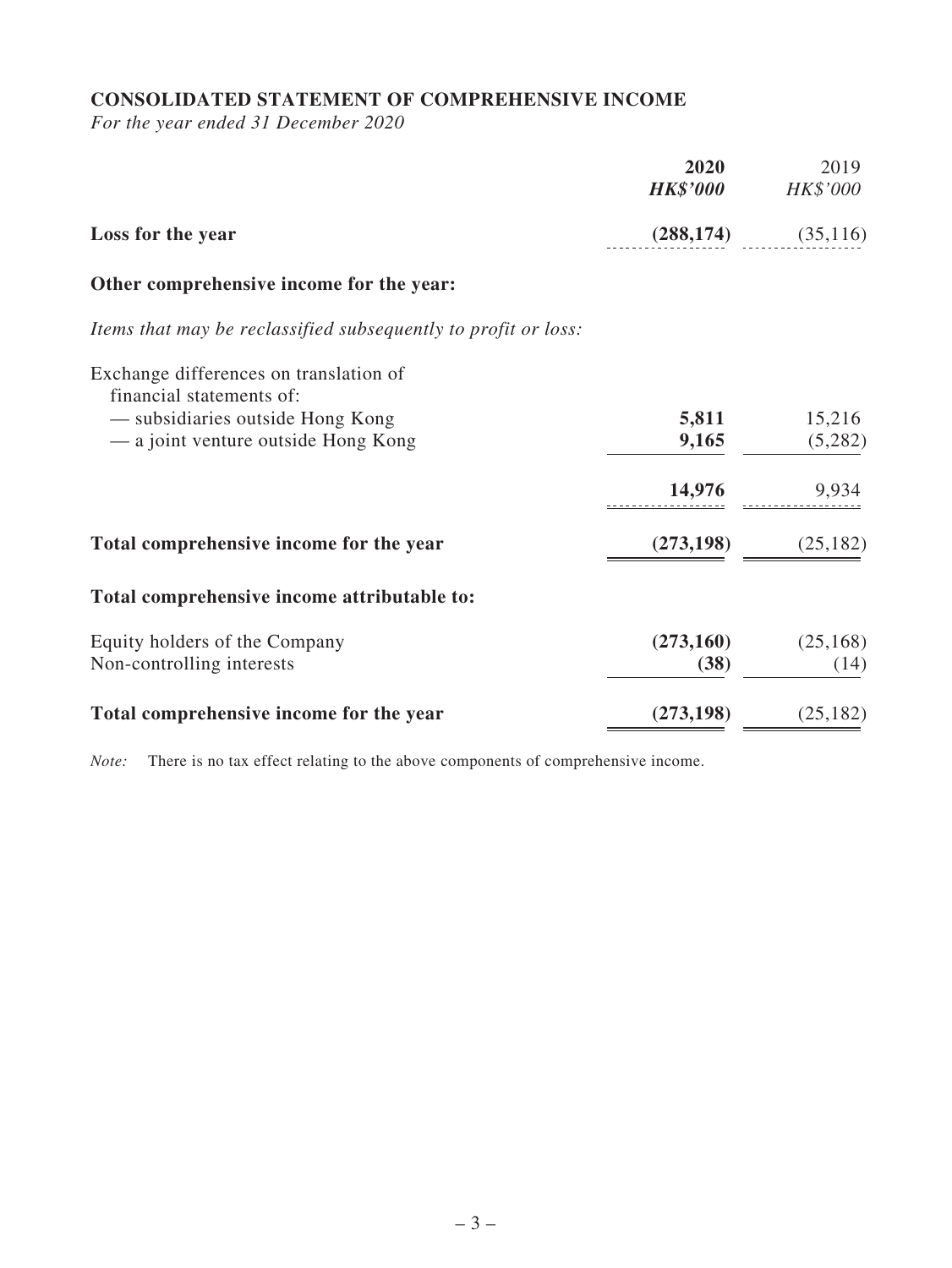## CONSOLIDATED STATEMENT OF COMPREHENSIVE INCOME

*For the year ended 31 December 2020*

| | **2020** | 2019 |
|---|---|---|
| | ***HK$'000*** | *HK$'000* |
| **Loss for the year** | **(288,174)** | (35,116) |
| **Other comprehensive income for the year:** | | |
| *Items that may be reclassified subsequently to profit or loss:* | | |
| Exchange differences on translation of financial statements of: | | |
| — subsidiaries outside Hong Kong | **5,811** | 15,216 |
| — a joint venture outside Hong Kong | **9,165** | (5,282) |
| | **14,976** | 9,934 |
| **Total comprehensive income for the year** | **(273,198)** | (25,182) |
| **Total comprehensive income attributable to:** | | |
| Equity holders of the Company | **(273,160)** | (25,168) |
| Non-controlling interests | **(38)** | (14) |
| **Total comprehensive income for the year** | **(273,198)** | (25,182) |

*Note:* There is no tax effect relating to the above components of comprehensive income.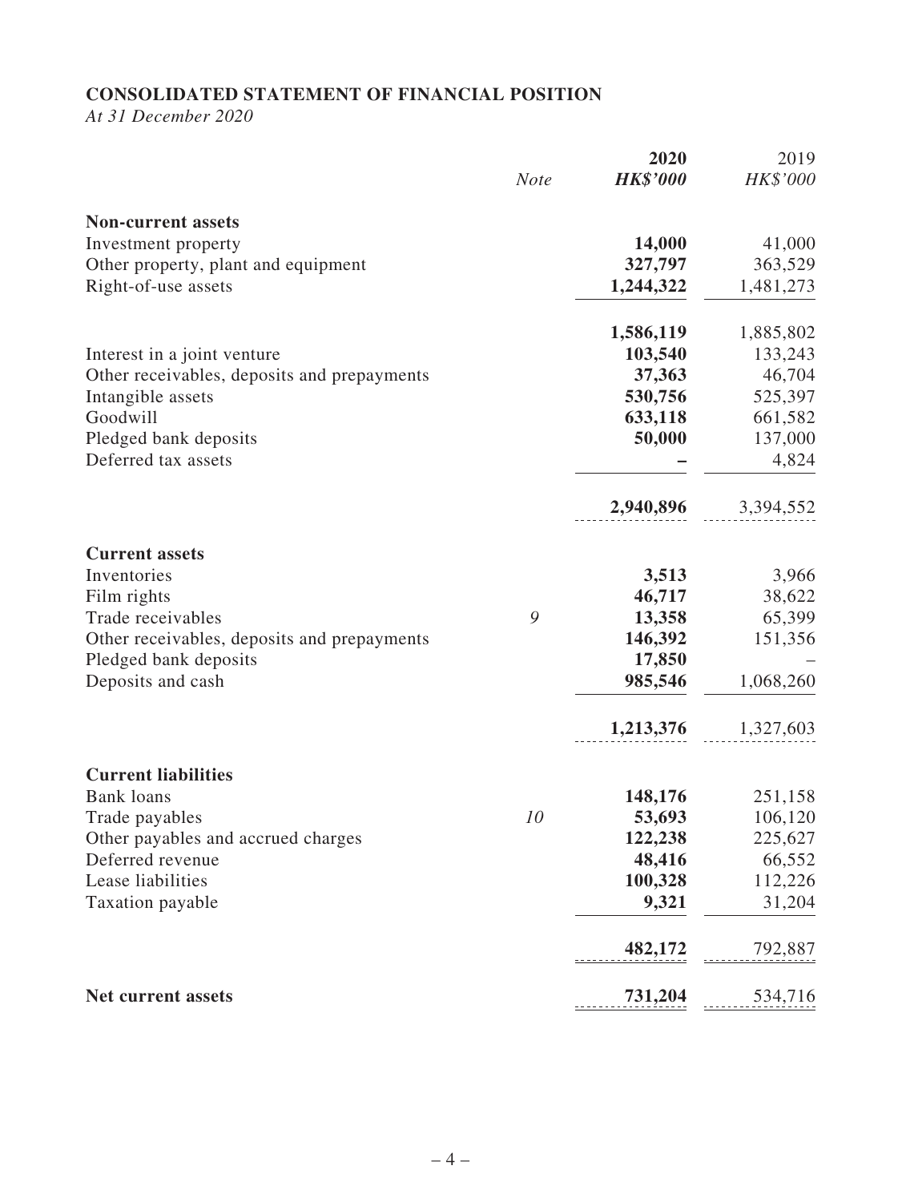**CONSOLIDATED STATEMENT OF FINANCIAL POSITION**

*At 31 December 2020*

| | *Note* | **2020** | 2019 |
|---|---|---|---|
| | | ***HK$'000*** | *HK$'000* |
| **Non-current assets** | | | |
| Investment property | | **14,000** | 41,000 |
| Other property, plant and equipment | | **327,797** | 363,529 |
| Right-of-use assets | | **1,244,322** | 1,481,273 |
| | | **1,586,119** | 1,885,802 |
| Interest in a joint venture | | **103,540** | 133,243 |
| Other receivables, deposits and prepayments | | **37,363** | 46,704 |
| Intangible assets | | **530,756** | 525,397 |
| Goodwill | | **633,118** | 661,582 |
| Pledged bank deposits | | **50,000** | 137,000 |
| Deferred tax assets | | **–** | 4,824 |
| | | **2,940,896** | 3,394,552 |
| **Current assets** | | | |
| Inventories | | **3,513** | 3,966 |
| Film rights | | **46,717** | 38,622 |
| Trade receivables | 9 | **13,358** | 65,399 |
| Other receivables, deposits and prepayments | | **146,392** | 151,356 |
| Pledged bank deposits | | **17,850** | – |
| Deposits and cash | | **985,546** | 1,068,260 |
| | | **1,213,376** | 1,327,603 |
| **Current liabilities** | | | |
| Bank loans | | **148,176** | 251,158 |
| Trade payables | 10 | **53,693** | 106,120 |
| Other payables and accrued charges | | **122,238** | 225,627 |
| Deferred revenue | | **48,416** | 66,552 |
| Lease liabilities | | **100,328** | 112,226 |
| Taxation payable | | **9,321** | 31,204 |
| | | **482,172** | 792,887 |
| **Net current assets** | | **731,204** | 534,716 |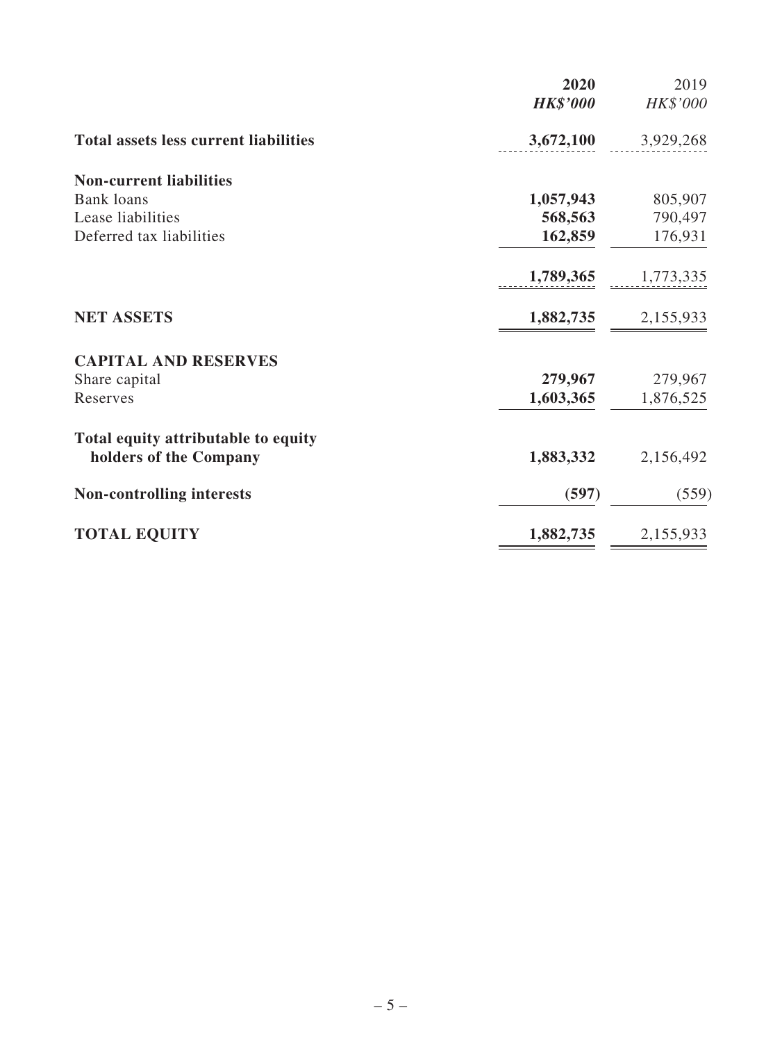| | 2020 | 2019 |
|---|---|---|
| | *HK$'000* | *HK$'000* |
| **Total assets less current liabilities** | **3,672,100** | 3,929,268 |
| **Non-current liabilities** | | |
| Bank loans | **1,057,943** | 805,907 |
| Lease liabilities | **568,563** | 790,497 |
| Deferred tax liabilities | **162,859** | 176,931 |
| | **1,789,365** | 1,773,335 |
| **NET ASSETS** | **1,882,735** | 2,155,933 |
| **CAPITAL AND RESERVES** | | |
| Share capital | **279,967** | 279,967 |
| Reserves | **1,603,365** | 1,876,525 |
| **Total equity attributable to equity holders of the Company** | **1,883,332** | 2,156,492 |
| **Non-controlling interests** | **(597)** | (559) |
| **TOTAL EQUITY** | **1,882,735** | 2,155,933 |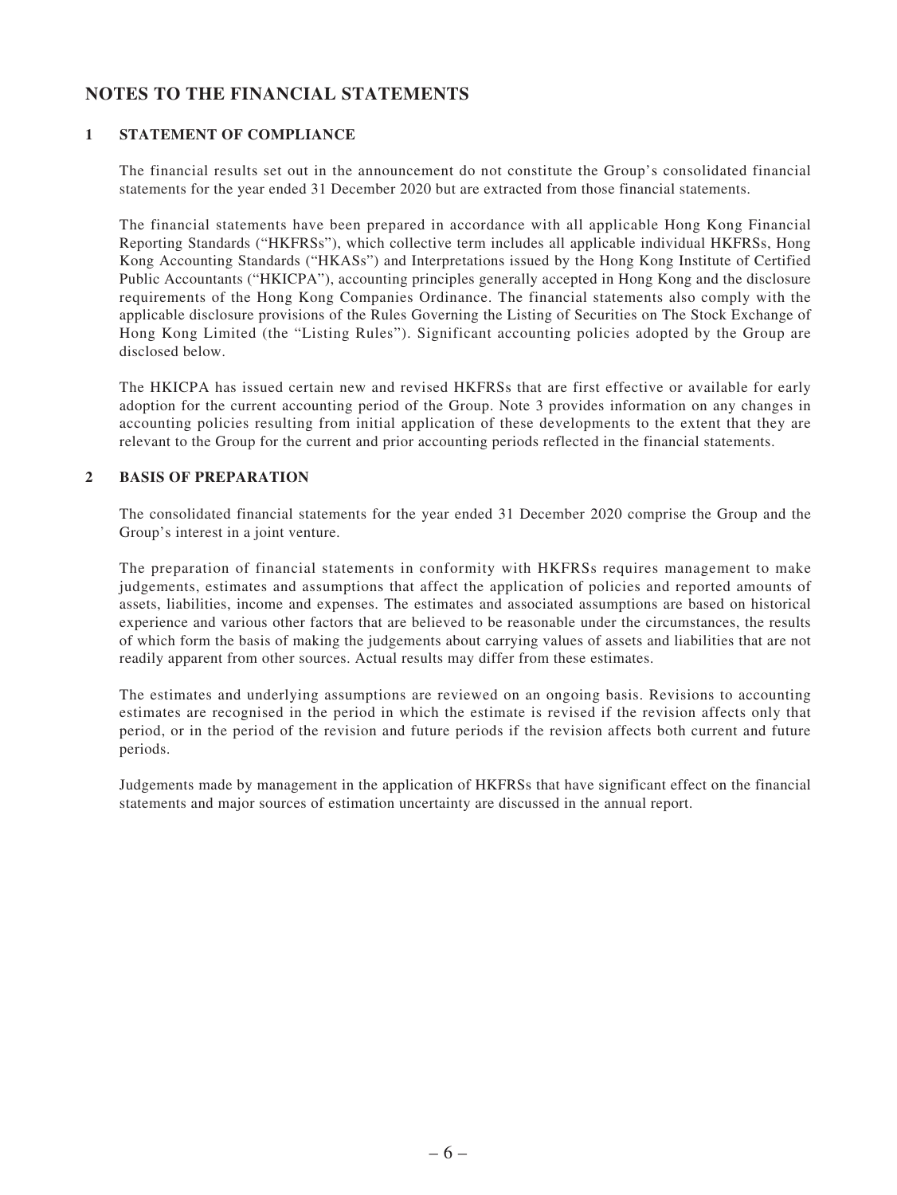# NOTES TO THE FINANCIAL STATEMENTS

## 1 STATEMENT OF COMPLIANCE

The financial results set out in the announcement do not constitute the Group's consolidated financial statements for the year ended 31 December 2020 but are extracted from those financial statements.

The financial statements have been prepared in accordance with all applicable Hong Kong Financial Reporting Standards ("HKFRSs"), which collective term includes all applicable individual HKFRSs, Hong Kong Accounting Standards ("HKASs") and Interpretations issued by the Hong Kong Institute of Certified Public Accountants ("HKICPA"), accounting principles generally accepted in Hong Kong and the disclosure requirements of the Hong Kong Companies Ordinance. The financial statements also comply with the applicable disclosure provisions of the Rules Governing the Listing of Securities on The Stock Exchange of Hong Kong Limited (the "Listing Rules"). Significant accounting policies adopted by the Group are disclosed below.

The HKICPA has issued certain new and revised HKFRSs that are first effective or available for early adoption for the current accounting period of the Group. Note 3 provides information on any changes in accounting policies resulting from initial application of these developments to the extent that they are relevant to the Group for the current and prior accounting periods reflected in the financial statements.

## 2 BASIS OF PREPARATION

The consolidated financial statements for the year ended 31 December 2020 comprise the Group and the Group's interest in a joint venture.

The preparation of financial statements in conformity with HKFRSs requires management to make judgements, estimates and assumptions that affect the application of policies and reported amounts of assets, liabilities, income and expenses. The estimates and associated assumptions are based on historical experience and various other factors that are believed to be reasonable under the circumstances, the results of which form the basis of making the judgements about carrying values of assets and liabilities that are not readily apparent from other sources. Actual results may differ from these estimates.

The estimates and underlying assumptions are reviewed on an ongoing basis. Revisions to accounting estimates are recognised in the period in which the estimate is revised if the revision affects only that period, or in the period of the revision and future periods if the revision affects both current and future periods.

Judgements made by management in the application of HKFRSs that have significant effect on the financial statements and major sources of estimation uncertainty are discussed in the annual report.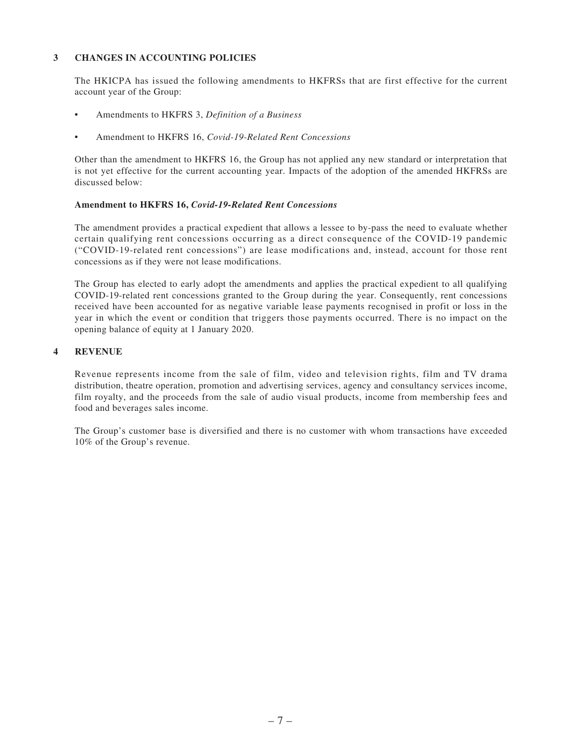## 3 CHANGES IN ACCOUNTING POLICIES

The HKICPA has issued the following amendments to HKFRSs that are first effective for the current account year of the Group:

- Amendments to HKFRS 3, *Definition of a Business*
- Amendment to HKFRS 16, *Covid-19-Related Rent Concessions*

Other than the amendment to HKFRS 16, the Group has not applied any new standard or interpretation that is not yet effective for the current accounting year. Impacts of the adoption of the amended HKFRSs are discussed below:

**Amendment to HKFRS 16,** ***Covid-19-Related Rent Concessions***

The amendment provides a practical expedient that allows a lessee to by-pass the need to evaluate whether certain qualifying rent concessions occurring as a direct consequence of the COVID-19 pandemic ("COVID-19-related rent concessions") are lease modifications and, instead, account for those rent concessions as if they were not lease modifications.

The Group has elected to early adopt the amendments and applies the practical expedient to all qualifying COVID-19-related rent concessions granted to the Group during the year. Consequently, rent concessions received have been accounted for as negative variable lease payments recognised in profit or loss in the year in which the event or condition that triggers those payments occurred. There is no impact on the opening balance of equity at 1 January 2020.

## 4 REVENUE

Revenue represents income from the sale of film, video and television rights, film and TV drama distribution, theatre operation, promotion and advertising services, agency and consultancy services income, film royalty, and the proceeds from the sale of audio visual products, income from membership fees and food and beverages sales income.

The Group's customer base is diversified and there is no customer with whom transactions have exceeded 10% of the Group's revenue.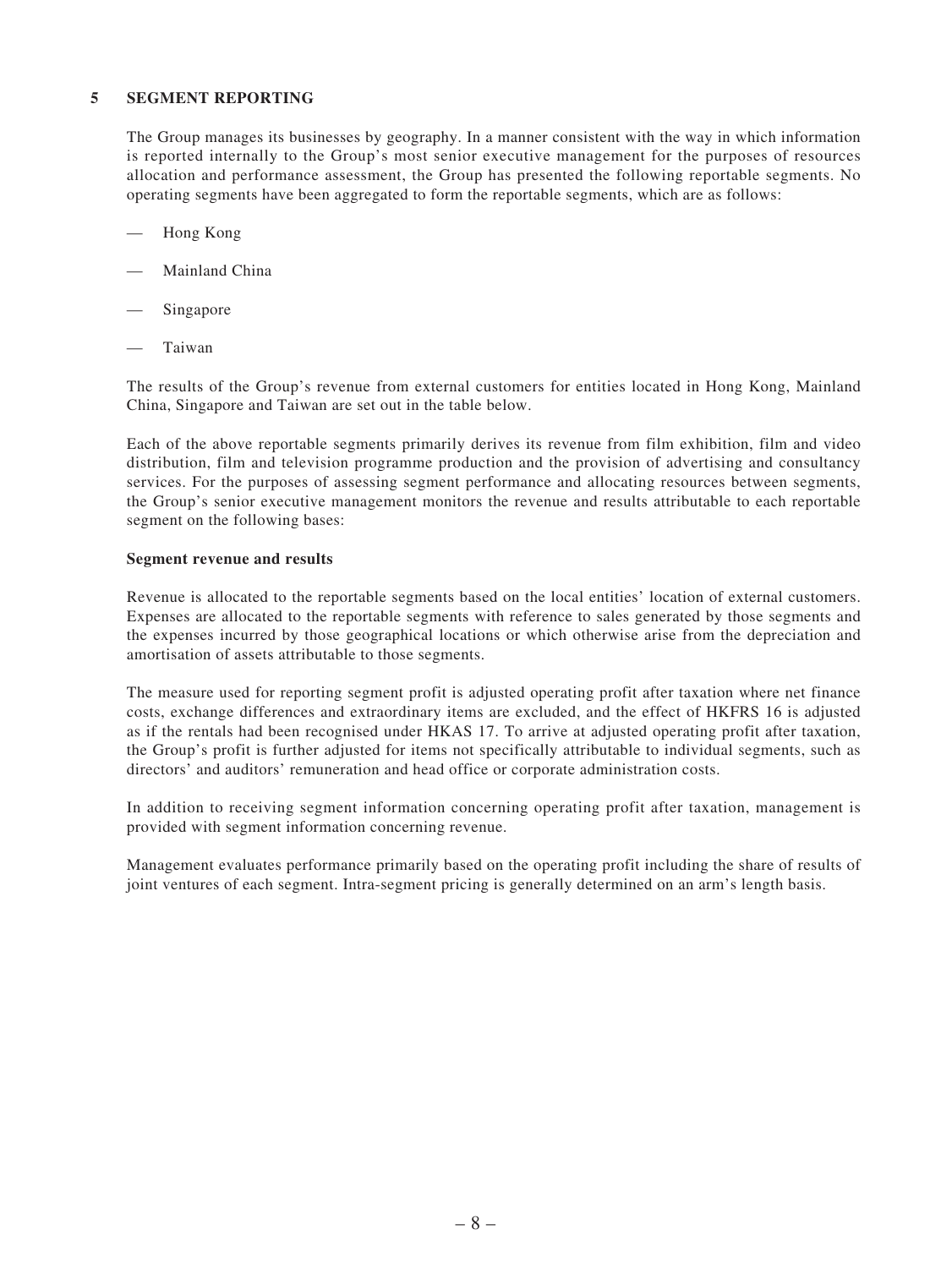## 5 SEGMENT REPORTING

The Group manages its businesses by geography. In a manner consistent with the way in which information is reported internally to the Group's most senior executive management for the purposes of resources allocation and performance assessment, the Group has presented the following reportable segments. No operating segments have been aggregated to form the reportable segments, which are as follows:

- Hong Kong
- Mainland China
- Singapore
- Taiwan

The results of the Group's revenue from external customers for entities located in Hong Kong, Mainland China, Singapore and Taiwan are set out in the table below.

Each of the above reportable segments primarily derives its revenue from film exhibition, film and video distribution, film and television programme production and the provision of advertising and consultancy services. For the purposes of assessing segment performance and allocating resources between segments, the Group's senior executive management monitors the revenue and results attributable to each reportable segment on the following bases:

**Segment revenue and results**

Revenue is allocated to the reportable segments based on the local entities' location of external customers. Expenses are allocated to the reportable segments with reference to sales generated by those segments and the expenses incurred by those geographical locations or which otherwise arise from the depreciation and amortisation of assets attributable to those segments.

The measure used for reporting segment profit is adjusted operating profit after taxation where net finance costs, exchange differences and extraordinary items are excluded, and the effect of HKFRS 16 is adjusted as if the rentals had been recognised under HKAS 17. To arrive at adjusted operating profit after taxation, the Group's profit is further adjusted for items not specifically attributable to individual segments, such as directors' and auditors' remuneration and head office or corporate administration costs.

In addition to receiving segment information concerning operating profit after taxation, management is provided with segment information concerning revenue.

Management evaluates performance primarily based on the operating profit including the share of results of joint ventures of each segment. Intra-segment pricing is generally determined on an arm's length basis.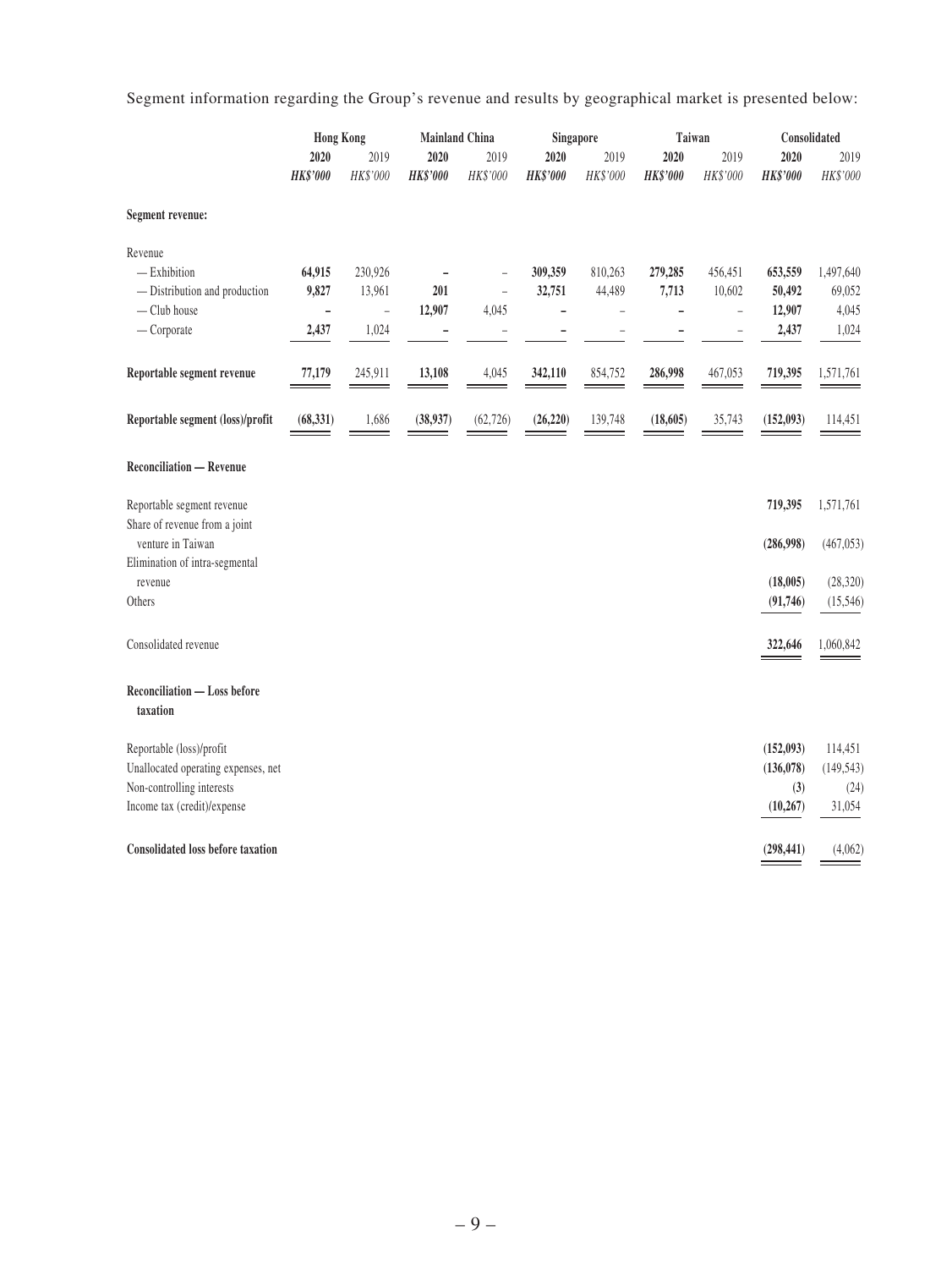Segment information regarding the Group's revenue and results by geographical market is presented below:

| | Hong Kong | | Mainland China | | Singapore | | Taiwan | | Consolidated | |
|---|---|---|---|---|---|---|---|---|---|---|
| | **2020** | 2019 | **2020** | 2019 | **2020** | 2019 | **2020** | 2019 | **2020** | 2019 |
| | ***HK$'000*** | *HK$'000* | ***HK$'000*** | *HK$'000* | ***HK$'000*** | *HK$'000* | ***HK$'000*** | *HK$'000* | ***HK$'000*** | *HK$'000* |
| **Segment revenue:** | | | | | | | | | | |
| Revenue | | | | | | | | | | |
| — Exhibition | **64,915** | 230,926 | **–** | – | **309,359** | 810,263 | **279,285** | 456,451 | **653,559** | 1,497,640 |
| — Distribution and production | **9,827** | 13,961 | **201** | – | **32,751** | 44,489 | **7,713** | 10,602 | **50,492** | 69,052 |
| — Club house | **–** | – | **12,907** | 4,045 | **–** | – | **–** | – | **12,907** | 4,045 |
| — Corporate | **2,437** | 1,024 | **–** | – | **–** | – | **–** | – | **2,437** | 1,024 |
| **Reportable segment revenue** | **77,179** | 245,911 | **13,108** | 4,045 | **342,110** | 854,752 | **286,998** | 467,053 | **719,395** | 1,571,761 |
| **Reportable segment (loss)/profit** | **(68,331)** | 1,686 | **(38,937)** | (62,726) | **(26,220)** | 139,748 | **(18,605)** | 35,743 | **(152,093)** | 114,451 |
| **Reconciliation — Revenue** | | | | | | | | | | |
| Reportable segment revenue | | | | | | | | | **719,395** | 1,571,761 |
| Share of revenue from a joint venture in Taiwan | | | | | | | | | **(286,998)** | (467,053) |
| Elimination of intra-segmental revenue | | | | | | | | | **(18,005)** | (28,320) |
| Others | | | | | | | | | **(91,746)** | (15,546) |
| Consolidated revenue | | | | | | | | | **322,646** | 1,060,842 |
| **Reconciliation — Loss before taxation** | | | | | | | | | | |
| Reportable (loss)/profit | | | | | | | | | **(152,093)** | 114,451 |
| Unallocated operating expenses, net | | | | | | | | | **(136,078)** | (149,543) |
| Non-controlling interests | | | | | | | | | **(3)** | (24) |
| Income tax (credit)/expense | | | | | | | | | **(10,267)** | 31,054 |
| **Consolidated loss before taxation** | | | | | | | | | **(298,441)** | (4,062) |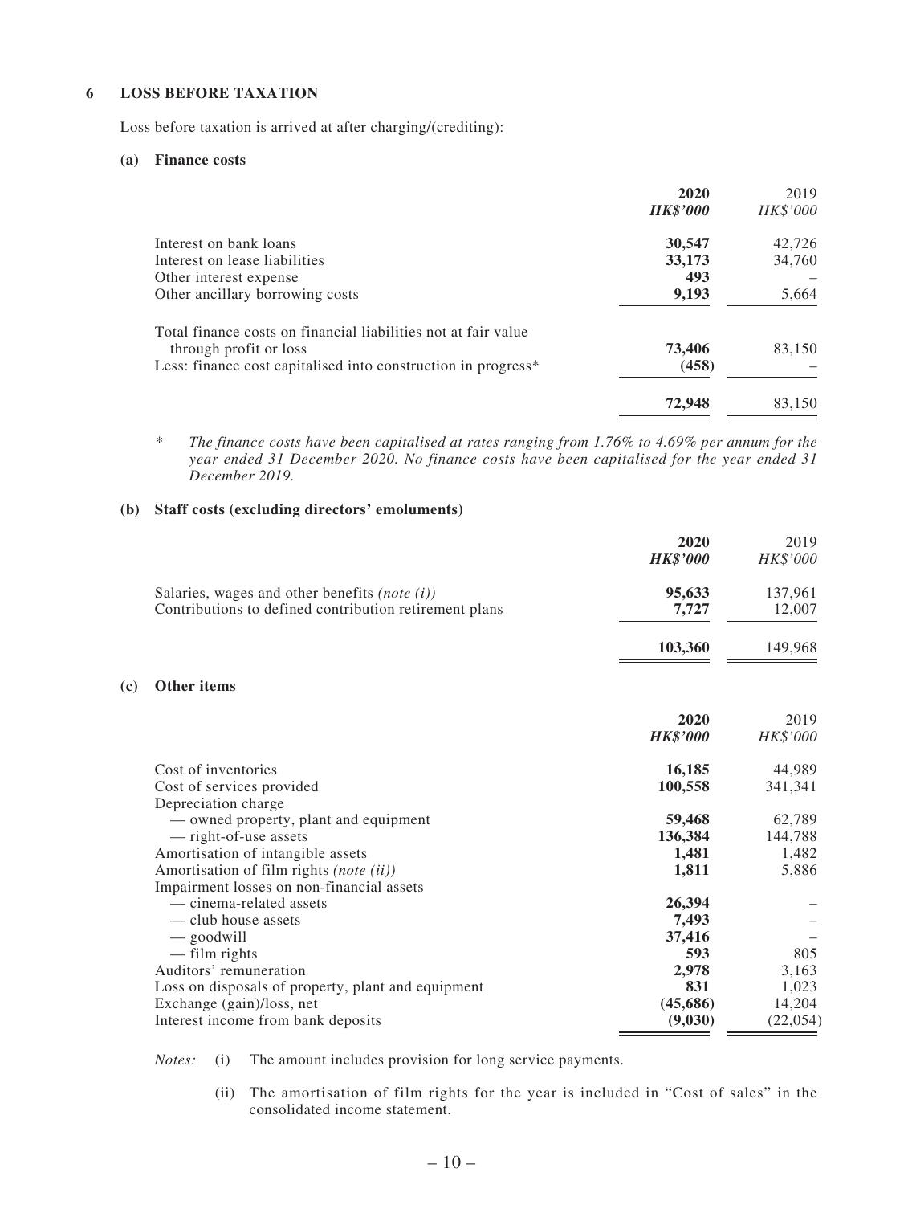## 6 LOSS BEFORE TAXATION

Loss before taxation is arrived at after charging/(crediting):

### (a) Finance costs

| | **2020** | 2019 |
|---|---|---|
| | ***HK$'000*** | *HK$'000* |
| Interest on bank loans | **30,547** | 42,726 |
| Interest on lease liabilities | **33,173** | 34,760 |
| Other interest expense | **493** | – |
| Other ancillary borrowing costs | **9,193** | 5,664 |
| Total finance costs on financial liabilities not at fair value through profit or loss | **73,406** | 83,150 |
| Less: finance cost capitalised into construction in progress* | **(458)** | – |
| | **72,948** | 83,150 |

\* *The finance costs have been capitalised at rates ranging from 1.76% to 4.69% per annum for the year ended 31 December 2020. No finance costs have been capitalised for the year ended 31 December 2019.*

### (b) Staff costs (excluding directors' emoluments)

| | **2020** | 2019 |
|---|---|---|
| | ***HK$'000*** | *HK$'000* |
| Salaries, wages and other benefits *(note (i))* | **95,633** | 137,961 |
| Contributions to defined contribution retirement plans | **7,727** | 12,007 |
| | **103,360** | 149,968 |

### (c) Other items

| | **2020** | 2019 |
|---|---|---|
| | ***HK$'000*** | *HK$'000* |
| Cost of inventories | **16,185** | 44,989 |
| Cost of services provided | **100,558** | 341,341 |
| Depreciation charge | | |
| — owned property, plant and equipment | **59,468** | 62,789 |
| — right-of-use assets | **136,384** | 144,788 |
| Amortisation of intangible assets | **1,481** | 1,482 |
| Amortisation of film rights *(note (ii))* | **1,811** | 5,886 |
| Impairment losses on non-financial assets | | |
| — cinema-related assets | **26,394** | – |
| — club house assets | **7,493** | – |
| — goodwill | **37,416** | – |
| — film rights | **593** | 805 |
| Auditors' remuneration | **2,978** | 3,163 |
| Loss on disposals of property, plant and equipment | **831** | 1,023 |
| Exchange (gain)/loss, net | **(45,686)** | 14,204 |
| Interest income from bank deposits | **(9,030)** | (22,054) |

*Notes:*

(i) The amount includes provision for long service payments.

(ii) The amortisation of film rights for the year is included in "Cost of sales" in the consolidated income statement.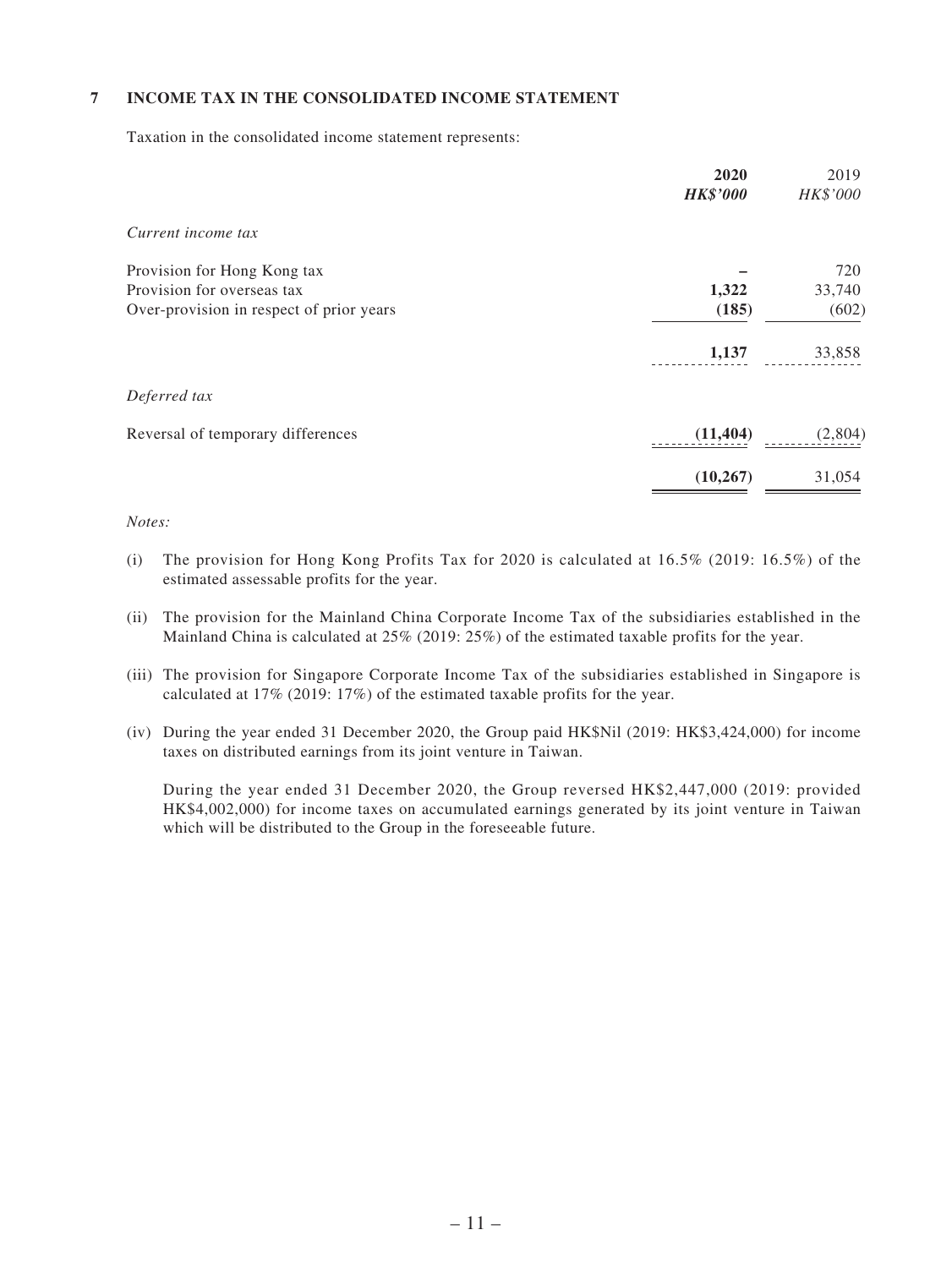## 7 INCOME TAX IN THE CONSOLIDATED INCOME STATEMENT

Taxation in the consolidated income statement represents:

| | **2020** | 2019 |
|---|---|---|
| | ***HK$'000*** | *HK$'000* |
| *Current income tax* | | |
| Provision for Hong Kong tax | **–** | 720 |
| Provision for overseas tax | **1,322** | 33,740 |
| Over-provision in respect of prior years | **(185)** | (602) |
| | **1,137** | 33,858 |
| *Deferred tax* | | |
| Reversal of temporary differences | **(11,404)** | (2,804) |
| | **(10,267)** | 31,054 |

*Notes:*

(i) The provision for Hong Kong Profits Tax for 2020 is calculated at 16.5% (2019: 16.5%) of the estimated assessable profits for the year.

(ii) The provision for the Mainland China Corporate Income Tax of the subsidiaries established in the Mainland China is calculated at 25% (2019: 25%) of the estimated taxable profits for the year.

(iii) The provision for Singapore Corporate Income Tax of the subsidiaries established in Singapore is calculated at 17% (2019: 17%) of the estimated taxable profits for the year.

(iv) During the year ended 31 December 2020, the Group paid HK$Nil (2019: HK$3,424,000) for income taxes on distributed earnings from its joint venture in Taiwan.

During the year ended 31 December 2020, the Group reversed HK$2,447,000 (2019: provided HK$4,002,000) for income taxes on accumulated earnings generated by its joint venture in Taiwan which will be distributed to the Group in the foreseeable future.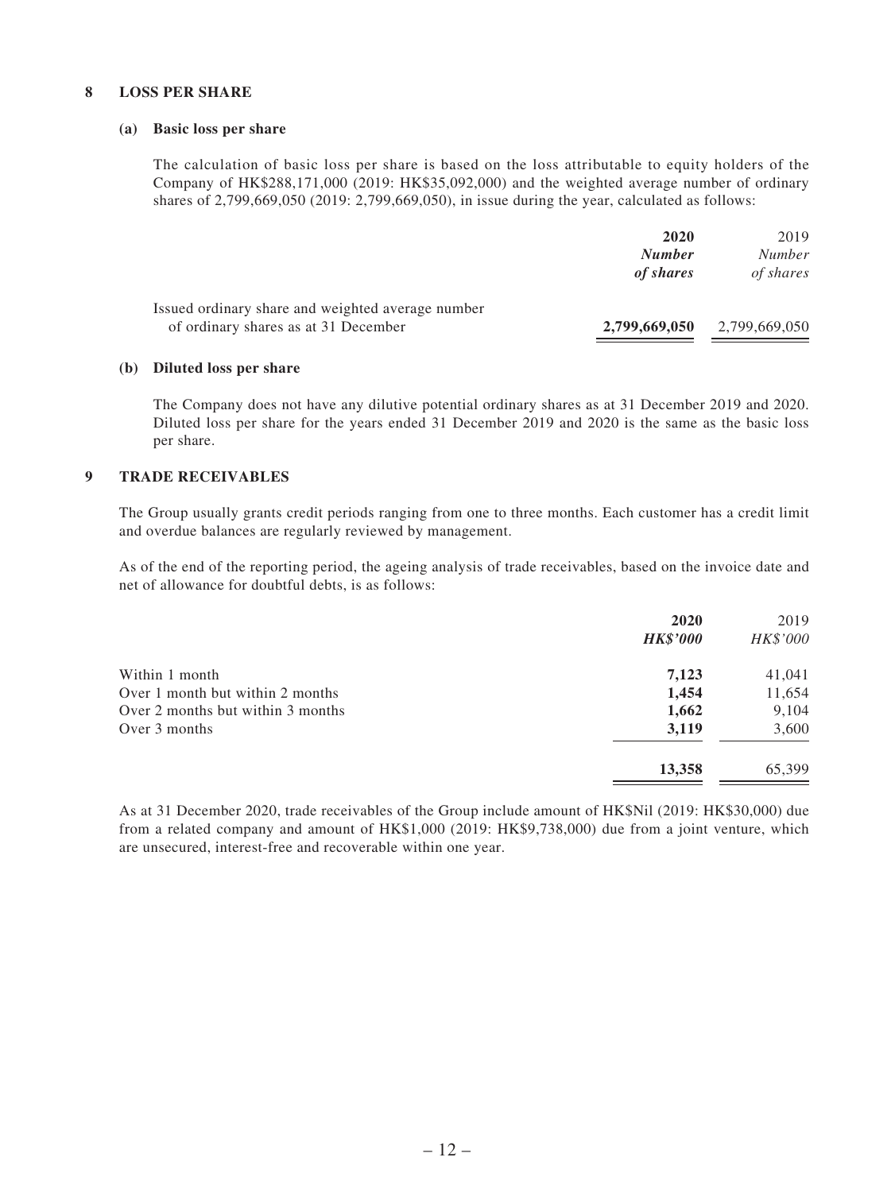## 8 LOSS PER SHARE

### (a) Basic loss per share

The calculation of basic loss per share is based on the loss attributable to equity holders of the Company of HK$288,171,000 (2019: HK$35,092,000) and the weighted average number of ordinary shares of 2,799,669,050 (2019: 2,799,669,050), in issue during the year, calculated as follows:

| | **2020** | 2019 |
|---|---|---|
| | ***Number of shares*** | *Number of shares* |
| Issued ordinary share and weighted average number of ordinary shares as at 31 December | **2,799,669,050** | 2,799,669,050 |

### (b) Diluted loss per share

The Company does not have any dilutive potential ordinary shares as at 31 December 2019 and 2020. Diluted loss per share for the years ended 31 December 2019 and 2020 is the same as the basic loss per share.

## 9 TRADE RECEIVABLES

The Group usually grants credit periods ranging from one to three months. Each customer has a credit limit and overdue balances are regularly reviewed by management.

As of the end of the reporting period, the ageing analysis of trade receivables, based on the invoice date and net of allowance for doubtful debts, is as follows:

| | **2020** | 2019 |
|---|---|---|
| | ***HK$'000*** | *HK$'000* |
| Within 1 month | **7,123** | 41,041 |
| Over 1 month but within 2 months | **1,454** | 11,654 |
| Over 2 months but within 3 months | **1,662** | 9,104 |
| Over 3 months | **3,119** | 3,600 |
| | **13,358** | 65,399 |

As at 31 December 2020, trade receivables of the Group include amount of HK$Nil (2019: HK$30,000) due from a related company and amount of HK$1,000 (2019: HK$9,738,000) due from a joint venture, which are unsecured, interest-free and recoverable within one year.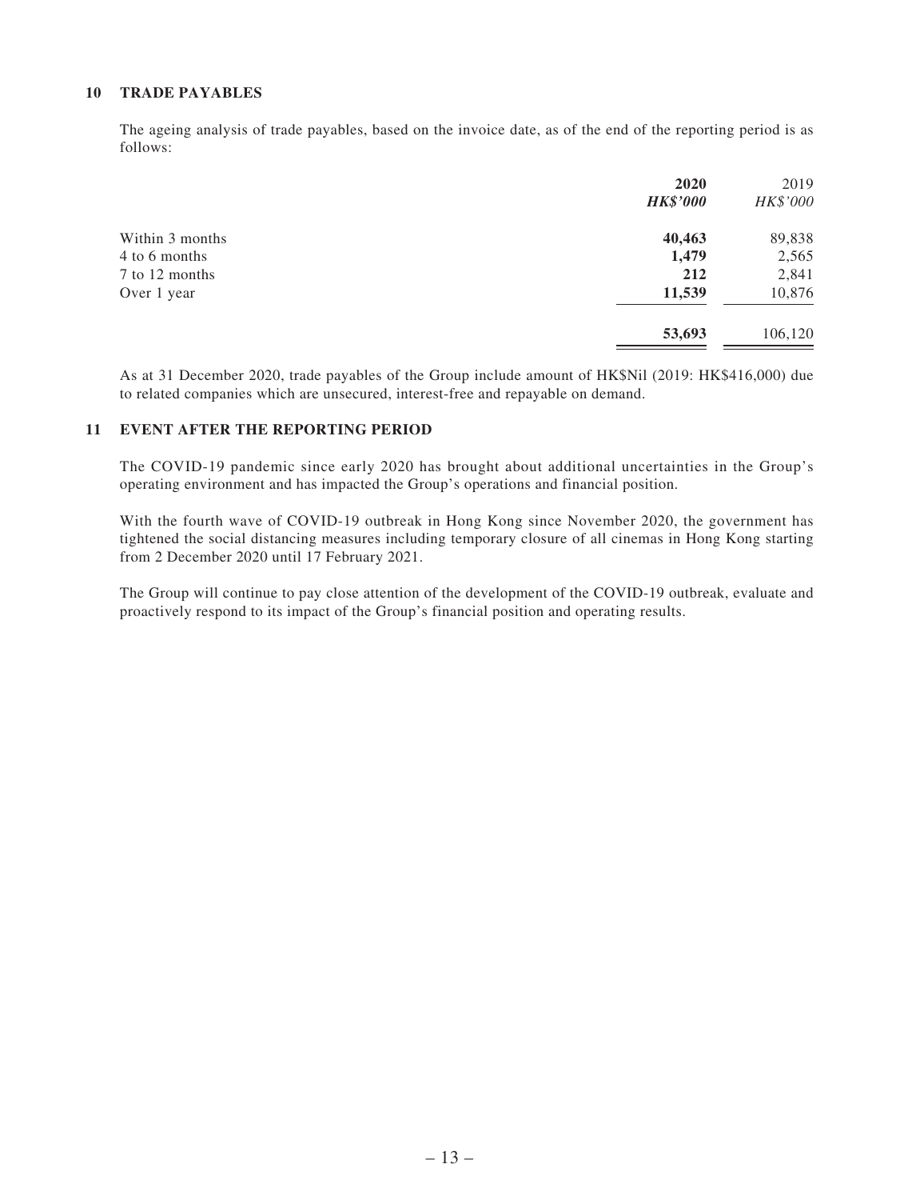## 10 TRADE PAYABLES

The ageing analysis of trade payables, based on the invoice date, as of the end of the reporting period is as follows:

| | **2020** | 2019 |
|---|---|---|
| | ***HK$'000*** | *HK$'000* |
| Within 3 months | **40,463** | 89,838 |
| 4 to 6 months | **1,479** | 2,565 |
| 7 to 12 months | **212** | 2,841 |
| Over 1 year | **11,539** | 10,876 |
| | **53,693** | 106,120 |

As at 31 December 2020, trade payables of the Group include amount of HK$Nil (2019: HK$416,000) due to related companies which are unsecured, interest-free and repayable on demand.

## 11 EVENT AFTER THE REPORTING PERIOD

The COVID-19 pandemic since early 2020 has brought about additional uncertainties in the Group's operating environment and has impacted the Group's operations and financial position.

With the fourth wave of COVID-19 outbreak in Hong Kong since November 2020, the government has tightened the social distancing measures including temporary closure of all cinemas in Hong Kong starting from 2 December 2020 until 17 February 2021.

The Group will continue to pay close attention of the development of the COVID-19 outbreak, evaluate and proactively respond to its impact of the Group's financial position and operating results.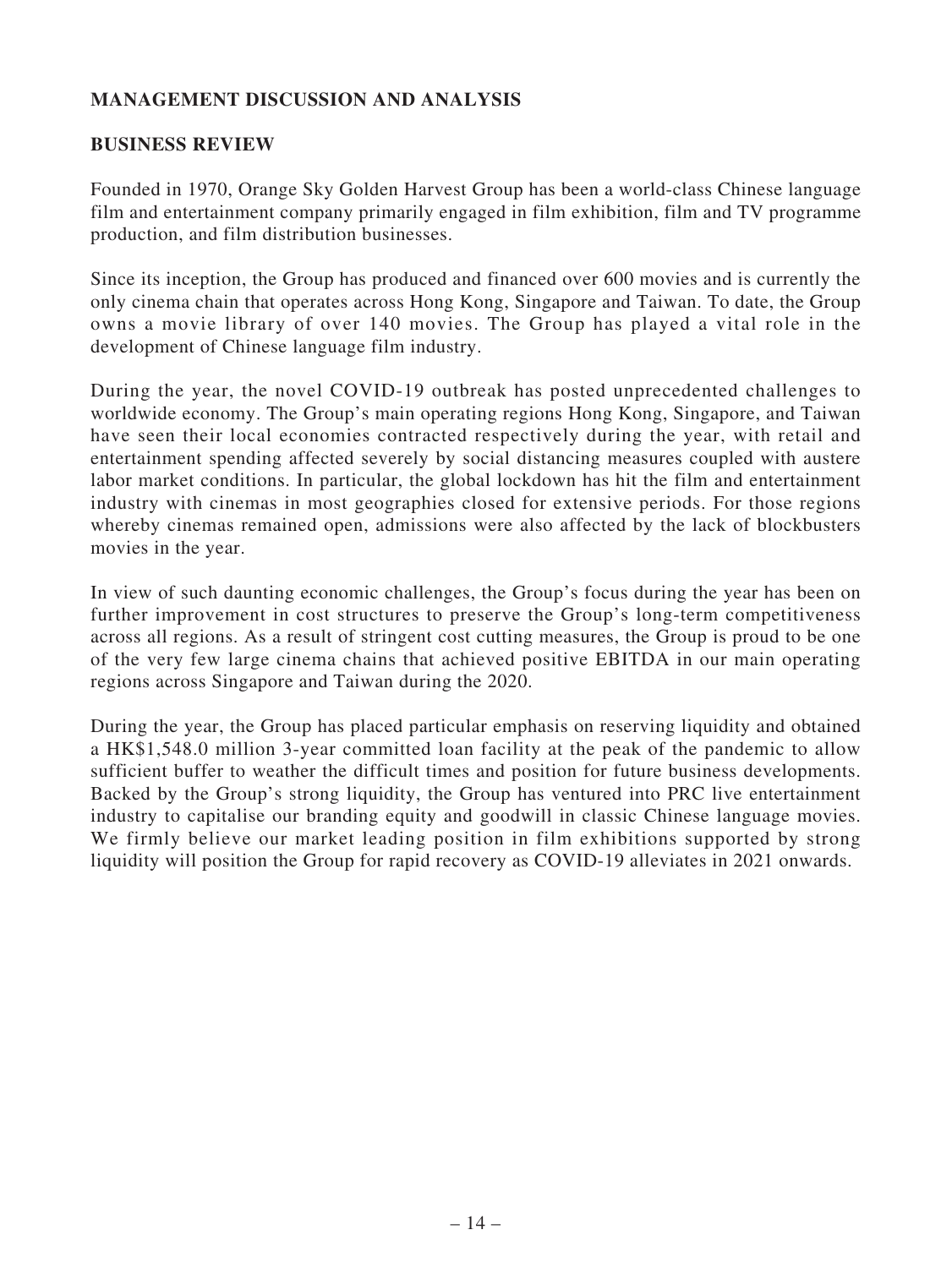## MANAGEMENT DISCUSSION AND ANALYSIS

### BUSINESS REVIEW

Founded in 1970, Orange Sky Golden Harvest Group has been a world-class Chinese language film and entertainment company primarily engaged in film exhibition, film and TV programme production, and film distribution businesses.

Since its inception, the Group has produced and financed over 600 movies and is currently the only cinema chain that operates across Hong Kong, Singapore and Taiwan. To date, the Group owns a movie library of over 140 movies. The Group has played a vital role in the development of Chinese language film industry.

During the year, the novel COVID-19 outbreak has posted unprecedented challenges to worldwide economy. The Group's main operating regions Hong Kong, Singapore, and Taiwan have seen their local economies contracted respectively during the year, with retail and entertainment spending affected severely by social distancing measures coupled with austere labor market conditions. In particular, the global lockdown has hit the film and entertainment industry with cinemas in most geographies closed for extensive periods. For those regions whereby cinemas remained open, admissions were also affected by the lack of blockbusters movies in the year.

In view of such daunting economic challenges, the Group's focus during the year has been on further improvement in cost structures to preserve the Group's long-term competitiveness across all regions. As a result of stringent cost cutting measures, the Group is proud to be one of the very few large cinema chains that achieved positive EBITDA in our main operating regions across Singapore and Taiwan during the 2020.

During the year, the Group has placed particular emphasis on reserving liquidity and obtained a HK$1,548.0 million 3-year committed loan facility at the peak of the pandemic to allow sufficient buffer to weather the difficult times and position for future business developments. Backed by the Group's strong liquidity, the Group has ventured into PRC live entertainment industry to capitalise our branding equity and goodwill in classic Chinese language movies. We firmly believe our market leading position in film exhibitions supported by strong liquidity will position the Group for rapid recovery as COVID-19 alleviates in 2021 onwards.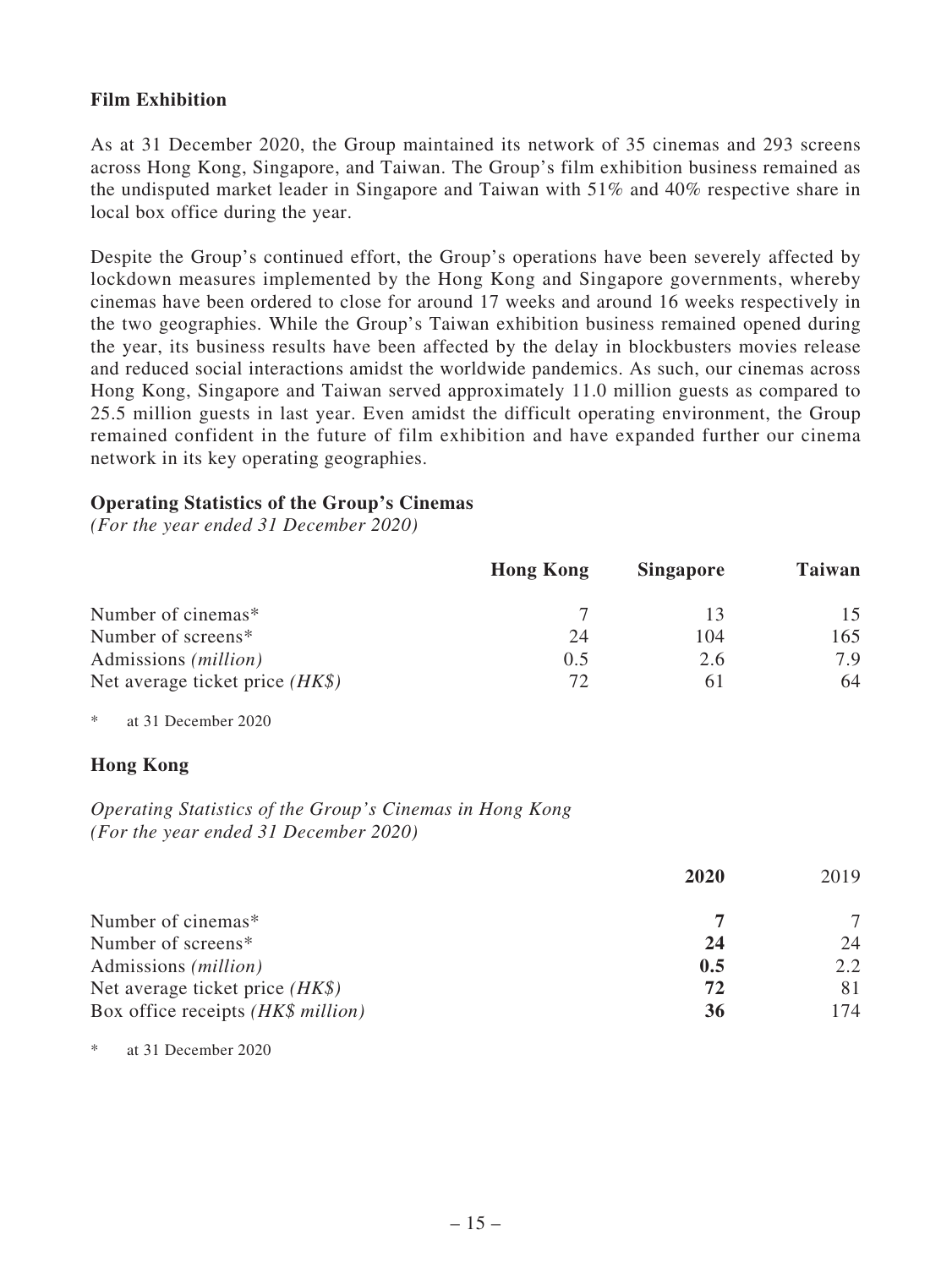## Film Exhibition

As at 31 December 2020, the Group maintained its network of 35 cinemas and 293 screens across Hong Kong, Singapore, and Taiwan. The Group's film exhibition business remained as the undisputed market leader in Singapore and Taiwan with 51% and 40% respective share in local box office during the year.

Despite the Group's continued effort, the Group's operations have been severely affected by lockdown measures implemented by the Hong Kong and Singapore governments, whereby cinemas have been ordered to close for around 17 weeks and around 16 weeks respectively in the two geographies. While the Group's Taiwan exhibition business remained opened during the year, its business results have been affected by the delay in blockbusters movies release and reduced social interactions amidst the worldwide pandemics. As such, our cinemas across Hong Kong, Singapore and Taiwan served approximately 11.0 million guests as compared to 25.5 million guests in last year. Even amidst the difficult operating environment, the Group remained confident in the future of film exhibition and have expanded further our cinema network in its key operating geographies.

### Operating Statistics of the Group's Cinemas

*(For the year ended 31 December 2020)*

| | **Hong Kong** | **Singapore** | **Taiwan** |
|---|---|---|---|
| Number of cinemas* | 7 | 13 | 15 |
| Number of screens* | 24 | 104 | 165 |
| Admissions *(million)* | 0.5 | 2.6 | 7.9 |
| Net average ticket price *(HK$)* | 72 | 61 | 64 |

\* at 31 December 2020

### Hong Kong

*Operating Statistics of the Group's Cinemas in Hong Kong*
*(For the year ended 31 December 2020)*

| | **2020** | 2019 |
|---|---|---|
| Number of cinemas* | **7** | 7 |
| Number of screens* | **24** | 24 |
| Admissions *(million)* | **0.5** | 2.2 |
| Net average ticket price *(HK$)* | **72** | 81 |
| Box office receipts *(HK$ million)* | **36** | 174 |

\* at 31 December 2020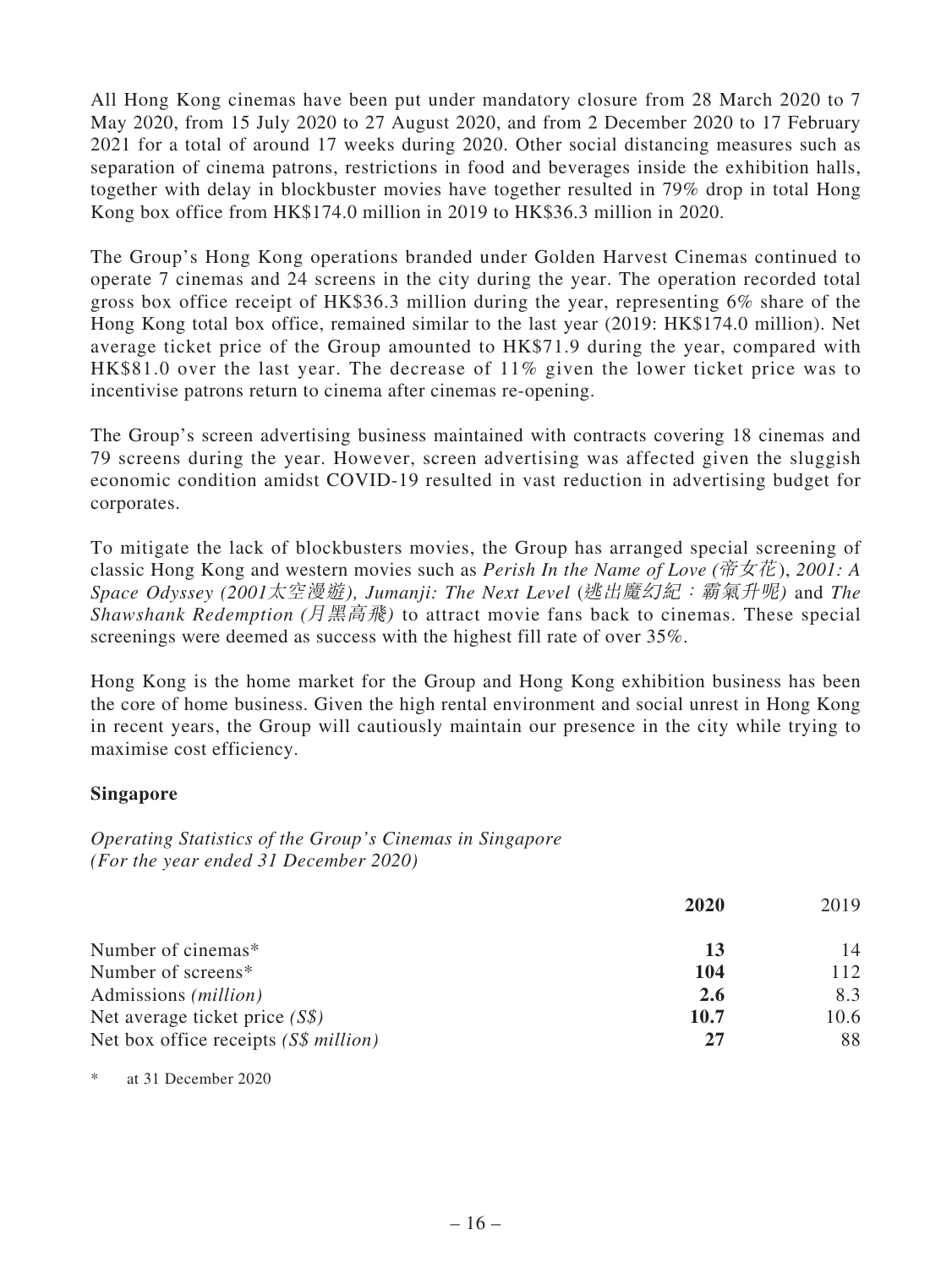All Hong Kong cinemas have been put under mandatory closure from 28 March 2020 to 7 May 2020, from 15 July 2020 to 27 August 2020, and from 2 December 2020 to 17 February 2021 for a total of around 17 weeks during 2020. Other social distancing measures such as separation of cinema patrons, restrictions in food and beverages inside the exhibition halls, together with delay in blockbuster movies have together resulted in 79% drop in total Hong Kong box office from HK$174.0 million in 2019 to HK$36.3 million in 2020.

The Group's Hong Kong operations branded under Golden Harvest Cinemas continued to operate 7 cinemas and 24 screens in the city during the year. The operation recorded total gross box office receipt of HK$36.3 million during the year, representing 6% share of the Hong Kong total box office, remained similar to the last year (2019: HK$174.0 million). Net average ticket price of the Group amounted to HK$71.9 during the year, compared with HK$81.0 over the last year. The decrease of 11% given the lower ticket price was to incentivise patrons return to cinema after cinemas re-opening.

The Group's screen advertising business maintained with contracts covering 18 cinemas and 79 screens during the year. However, screen advertising was affected given the sluggish economic condition amidst COVID-19 resulted in vast reduction in advertising budget for corporates.

To mitigate the lack of blockbusters movies, the Group has arranged special screening of classic Hong Kong and western movies such as *Perish In the Name of Love (帝女花)*, *2001: A Space Odyssey (2001太空漫遊)*, *Jumanji: The Next Level (逃出魔幻紀：霸氣升呢)* and *The Shawshank Redemption (月黑高飛)* to attract movie fans back to cinemas. These special screenings were deemed as success with the highest fill rate of over 35%.

Hong Kong is the home market for the Group and Hong Kong exhibition business has been the core of home business. Given the high rental environment and social unrest in Hong Kong in recent years, the Group will cautiously maintain our presence in the city while trying to maximise cost efficiency.

## Singapore

*Operating Statistics of the Group's Cinemas in Singapore*
*(For the year ended 31 December 2020)*

| | **2020** | 2019 |
|---|---|---|
| Number of cinemas* | **13** | 14 |
| Number of screens* | **104** | 112 |
| Admissions *(million)* | **2.6** | 8.3 |
| Net average ticket price *(S$)* | **10.7** | 10.6 |
| Net box office receipts *(S$ million)* | **27** | 88 |

\* at 31 December 2020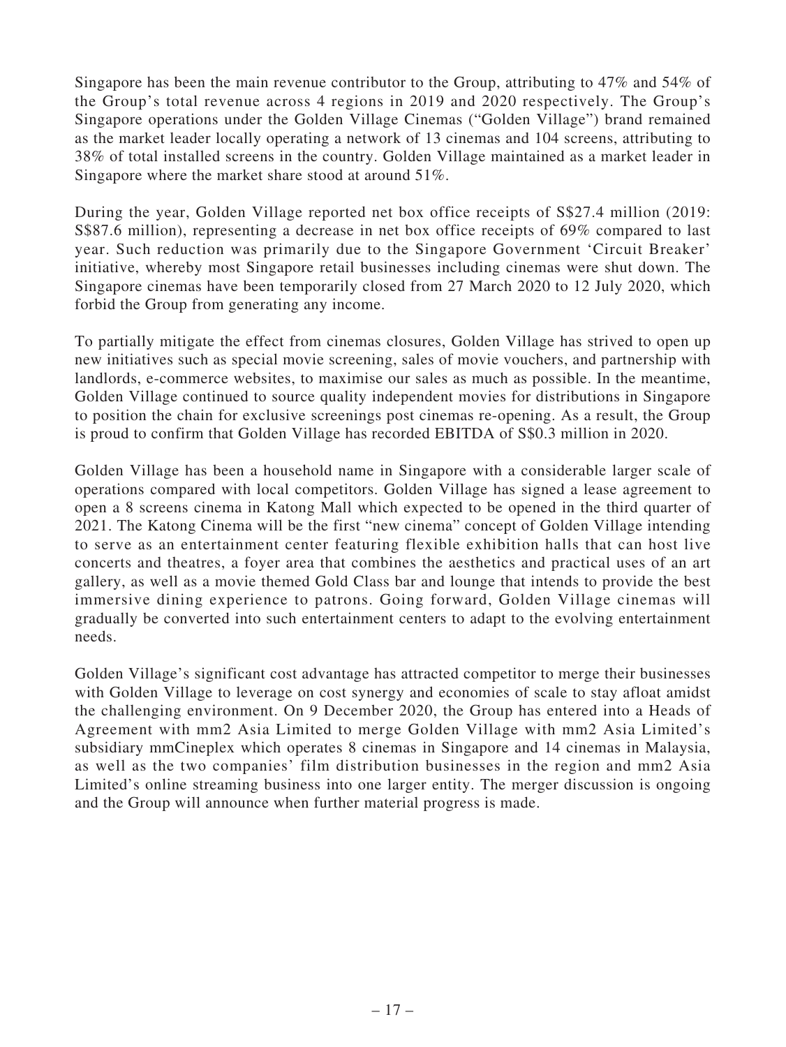Singapore has been the main revenue contributor to the Group, attributing to 47% and 54% of the Group's total revenue across 4 regions in 2019 and 2020 respectively. The Group's Singapore operations under the Golden Village Cinemas ("Golden Village") brand remained as the market leader locally operating a network of 13 cinemas and 104 screens, attributing to 38% of total installed screens in the country. Golden Village maintained as a market leader in Singapore where the market share stood at around 51%.

During the year, Golden Village reported net box office receipts of S$27.4 million (2019: S$87.6 million), representing a decrease in net box office receipts of 69% compared to last year. Such reduction was primarily due to the Singapore Government 'Circuit Breaker' initiative, whereby most Singapore retail businesses including cinemas were shut down. The Singapore cinemas have been temporarily closed from 27 March 2020 to 12 July 2020, which forbid the Group from generating any income.

To partially mitigate the effect from cinemas closures, Golden Village has strived to open up new initiatives such as special movie screening, sales of movie vouchers, and partnership with landlords, e-commerce websites, to maximise our sales as much as possible. In the meantime, Golden Village continued to source quality independent movies for distributions in Singapore to position the chain for exclusive screenings post cinemas re-opening. As a result, the Group is proud to confirm that Golden Village has recorded EBITDA of S$0.3 million in 2020.

Golden Village has been a household name in Singapore with a considerable larger scale of operations compared with local competitors. Golden Village has signed a lease agreement to open a 8 screens cinema in Katong Mall which expected to be opened in the third quarter of 2021. The Katong Cinema will be the first "new cinema" concept of Golden Village intending to serve as an entertainment center featuring flexible exhibition halls that can host live concerts and theatres, a foyer area that combines the aesthetics and practical uses of an art gallery, as well as a movie themed Gold Class bar and lounge that intends to provide the best immersive dining experience to patrons. Going forward, Golden Village cinemas will gradually be converted into such entertainment centers to adapt to the evolving entertainment needs.

Golden Village's significant cost advantage has attracted competitor to merge their businesses with Golden Village to leverage on cost synergy and economies of scale to stay afloat amidst the challenging environment. On 9 December 2020, the Group has entered into a Heads of Agreement with mm2 Asia Limited to merge Golden Village with mm2 Asia Limited's subsidiary mmCineplex which operates 8 cinemas in Singapore and 14 cinemas in Malaysia, as well as the two companies' film distribution businesses in the region and mm2 Asia Limited's online streaming business into one larger entity. The merger discussion is ongoing and the Group will announce when further material progress is made.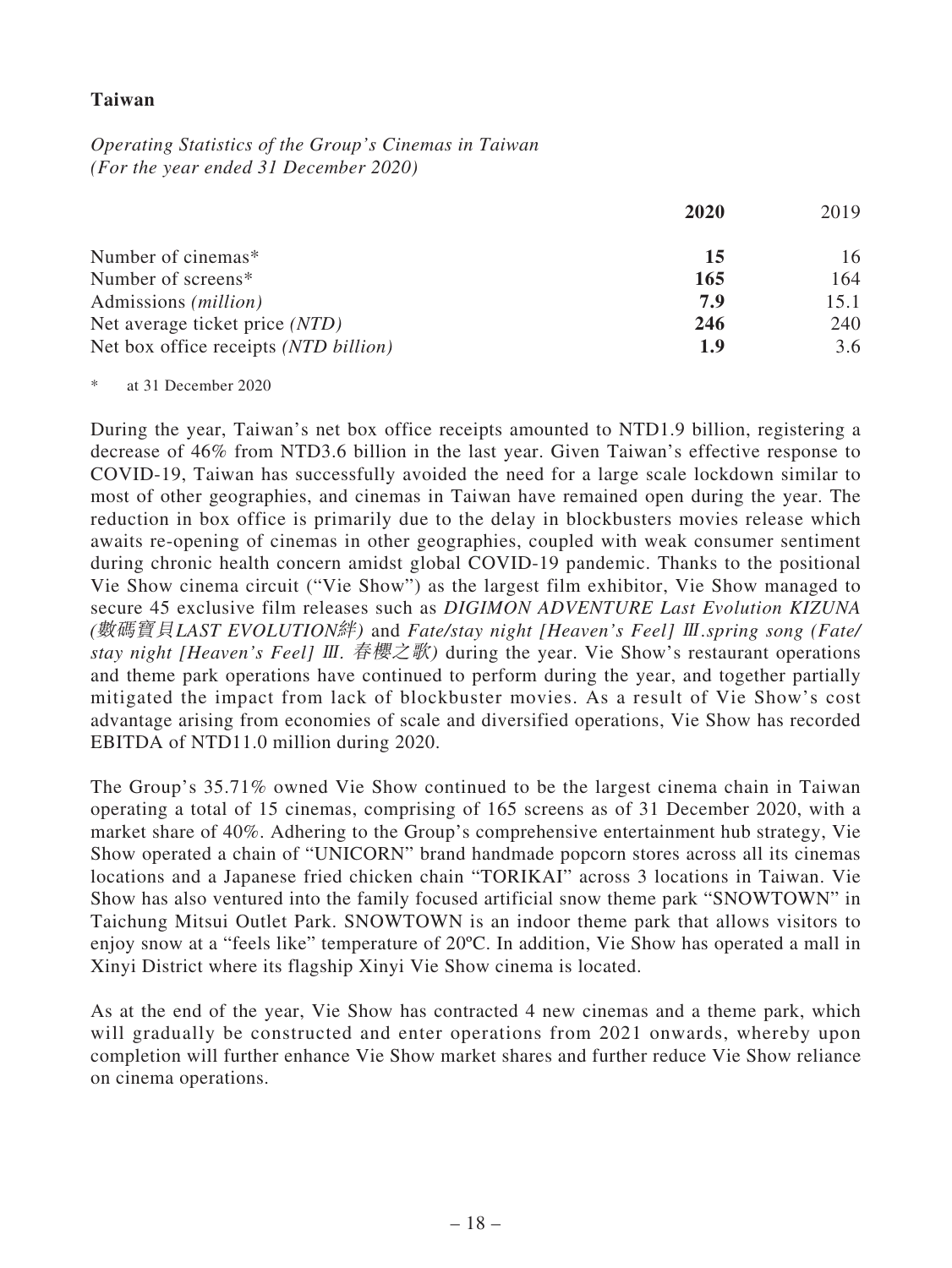**Taiwan**

*Operating Statistics of the Group's Cinemas in Taiwan*
*(For the year ended 31 December 2020)*

| | **2020** | 2019 |
|---|---|---|
| Number of cinemas* | **15** | 16 |
| Number of screens* | **165** | 164 |
| Admissions *(million)* | **7.9** | 15.1 |
| Net average ticket price *(NTD)* | **246** | 240 |
| Net box office receipts *(NTD billion)* | **1.9** | 3.6 |

\* at 31 December 2020

During the year, Taiwan's net box office receipts amounted to NTD1.9 billion, registering a decrease of 46% from NTD3.6 billion in the last year. Given Taiwan's effective response to COVID-19, Taiwan has successfully avoided the need for a large scale lockdown similar to most of other geographies, and cinemas in Taiwan have remained open during the year. The reduction in box office is primarily due to the delay in blockbusters movies release which awaits re-opening of cinemas in other geographies, coupled with weak consumer sentiment during chronic health concern amidst global COVID-19 pandemic. Thanks to the positional Vie Show cinema circuit ("Vie Show") as the largest film exhibitor, Vie Show managed to secure 45 exclusive film releases such as *DIGIMON ADVENTURE Last Evolution KIZUNA (數碼寶貝LAST EVOLUTION絆)* and *Fate/stay night [Heaven's Feel] Ⅲ.spring song (Fate/stay night [Heaven's Feel] Ⅲ. 春櫻之歌)* during the year. Vie Show's restaurant operations and theme park operations have continued to perform during the year, and together partially mitigated the impact from lack of blockbuster movies. As a result of Vie Show's cost advantage arising from economies of scale and diversified operations, Vie Show has recorded EBITDA of NTD11.0 million during 2020.

The Group's 35.71% owned Vie Show continued to be the largest cinema chain in Taiwan operating a total of 15 cinemas, comprising of 165 screens as of 31 December 2020, with a market share of 40%. Adhering to the Group's comprehensive entertainment hub strategy, Vie Show operated a chain of "UNICORN" brand handmade popcorn stores across all its cinemas locations and a Japanese fried chicken chain "TORIKAI" across 3 locations in Taiwan. Vie Show has also ventured into the family focused artificial snow theme park "SNOWTOWN" in Taichung Mitsui Outlet Park. SNOWTOWN is an indoor theme park that allows visitors to enjoy snow at a "feels like" temperature of 20ºC. In addition, Vie Show has operated a mall in Xinyi District where its flagship Xinyi Vie Show cinema is located.

As at the end of the year, Vie Show has contracted 4 new cinemas and a theme park, which will gradually be constructed and enter operations from 2021 onwards, whereby upon completion will further enhance Vie Show market shares and further reduce Vie Show reliance on cinema operations.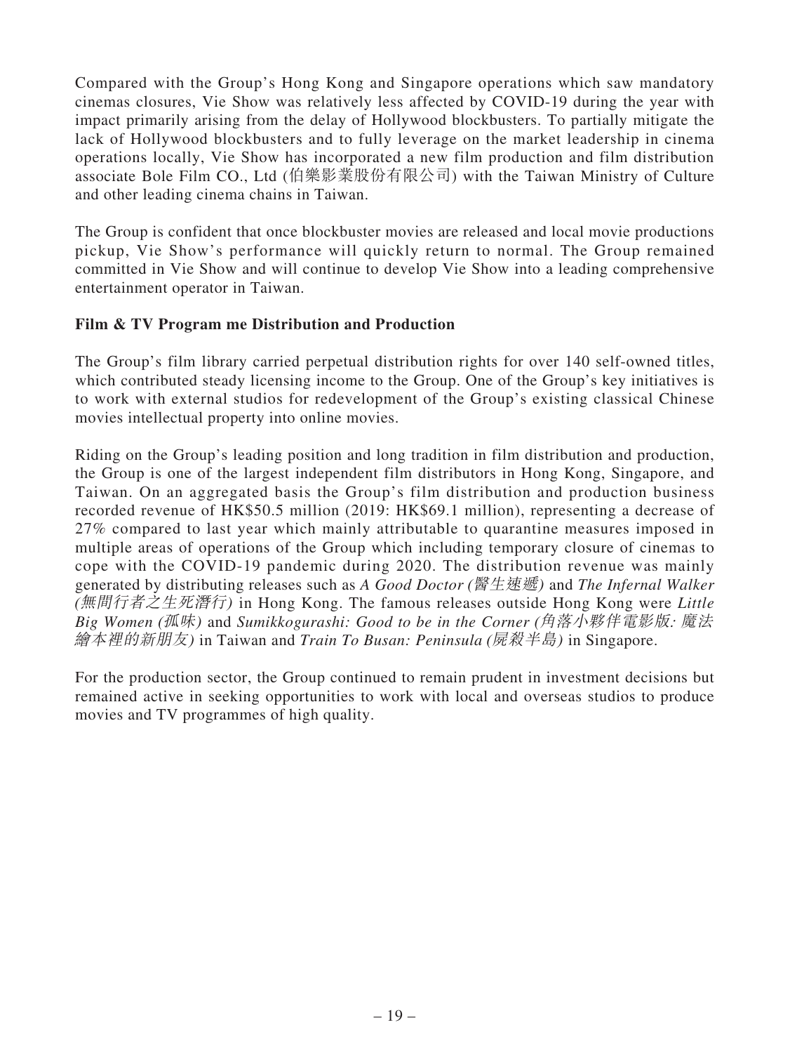Compared with the Group's Hong Kong and Singapore operations which saw mandatory cinemas closures, Vie Show was relatively less affected by COVID-19 during the year with impact primarily arising from the delay of Hollywood blockbusters. To partially mitigate the lack of Hollywood blockbusters and to fully leverage on the market leadership in cinema operations locally, Vie Show has incorporated a new film production and film distribution associate Bole Film CO., Ltd (伯樂影業股份有限公司) with the Taiwan Ministry of Culture and other leading cinema chains in Taiwan.

The Group is confident that once blockbuster movies are released and local movie productions pickup, Vie Show's performance will quickly return to normal. The Group remained committed in Vie Show and will continue to develop Vie Show into a leading comprehensive entertainment operator in Taiwan.

**Film & TV Program me Distribution and Production**

The Group's film library carried perpetual distribution rights for over 140 self-owned titles, which contributed steady licensing income to the Group. One of the Group's key initiatives is to work with external studios for redevelopment of the Group's existing classical Chinese movies intellectual property into online movies.

Riding on the Group's leading position and long tradition in film distribution and production, the Group is one of the largest independent film distributors in Hong Kong, Singapore, and Taiwan. On an aggregated basis the Group's film distribution and production business recorded revenue of HK$50.5 million (2019: HK$69.1 million), representing a decrease of 27% compared to last year which mainly attributable to quarantine measures imposed in multiple areas of operations of the Group which including temporary closure of cinemas to cope with the COVID-19 pandemic during 2020. The distribution revenue was mainly generated by distributing releases such as *A Good Doctor (醫生速遞)* and *The Infernal Walker (無間行者之生死潛行)* in Hong Kong. The famous releases outside Hong Kong were *Little Big Women (孤味)* and *Sumikkogurashi: Good to be in the Corner (角落小夥伴電影版: 魔法繪本裡的新朋友)* in Taiwan and *Train To Busan: Peninsula (屍殺半島)* in Singapore.

For the production sector, the Group continued to remain prudent in investment decisions but remained active in seeking opportunities to work with local and overseas studios to produce movies and TV programmes of high quality.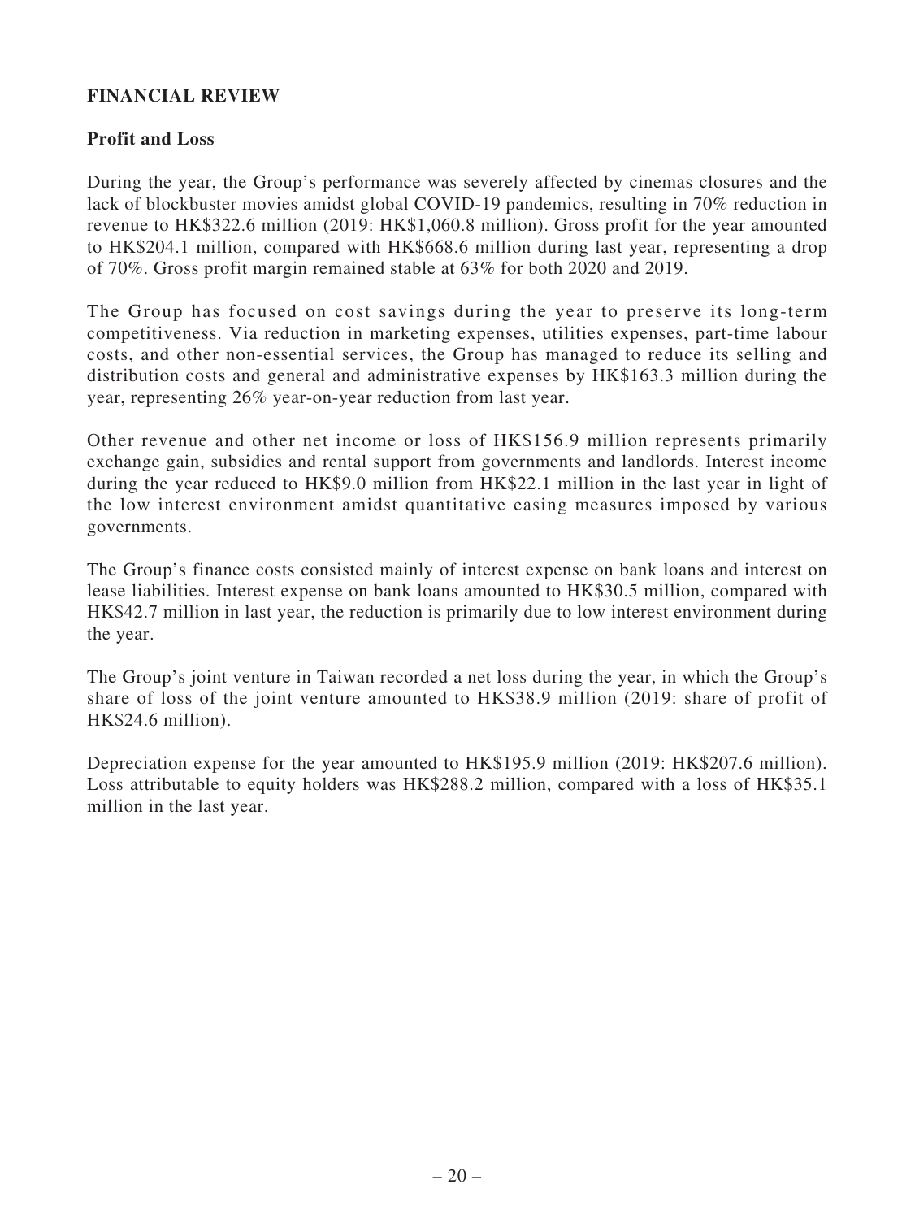## FINANCIAL REVIEW

### Profit and Loss

During the year, the Group's performance was severely affected by cinemas closures and the lack of blockbuster movies amidst global COVID-19 pandemics, resulting in 70% reduction in revenue to HK$322.6 million (2019: HK$1,060.8 million). Gross profit for the year amounted to HK$204.1 million, compared with HK$668.6 million during last year, representing a drop of 70%. Gross profit margin remained stable at 63% for both 2020 and 2019.

The Group has focused on cost savings during the year to preserve its long-term competitiveness. Via reduction in marketing expenses, utilities expenses, part-time labour costs, and other non-essential services, the Group has managed to reduce its selling and distribution costs and general and administrative expenses by HK$163.3 million during the year, representing 26% year-on-year reduction from last year.

Other revenue and other net income or loss of HK$156.9 million represents primarily exchange gain, subsidies and rental support from governments and landlords. Interest income during the year reduced to HK$9.0 million from HK$22.1 million in the last year in light of the low interest environment amidst quantitative easing measures imposed by various governments.

The Group's finance costs consisted mainly of interest expense on bank loans and interest on lease liabilities. Interest expense on bank loans amounted to HK$30.5 million, compared with HK$42.7 million in last year, the reduction is primarily due to low interest environment during the year.

The Group's joint venture in Taiwan recorded a net loss during the year, in which the Group's share of loss of the joint venture amounted to HK$38.9 million (2019: share of profit of HK$24.6 million).

Depreciation expense for the year amounted to HK$195.9 million (2019: HK$207.6 million). Loss attributable to equity holders was HK$288.2 million, compared with a loss of HK$35.1 million in the last year.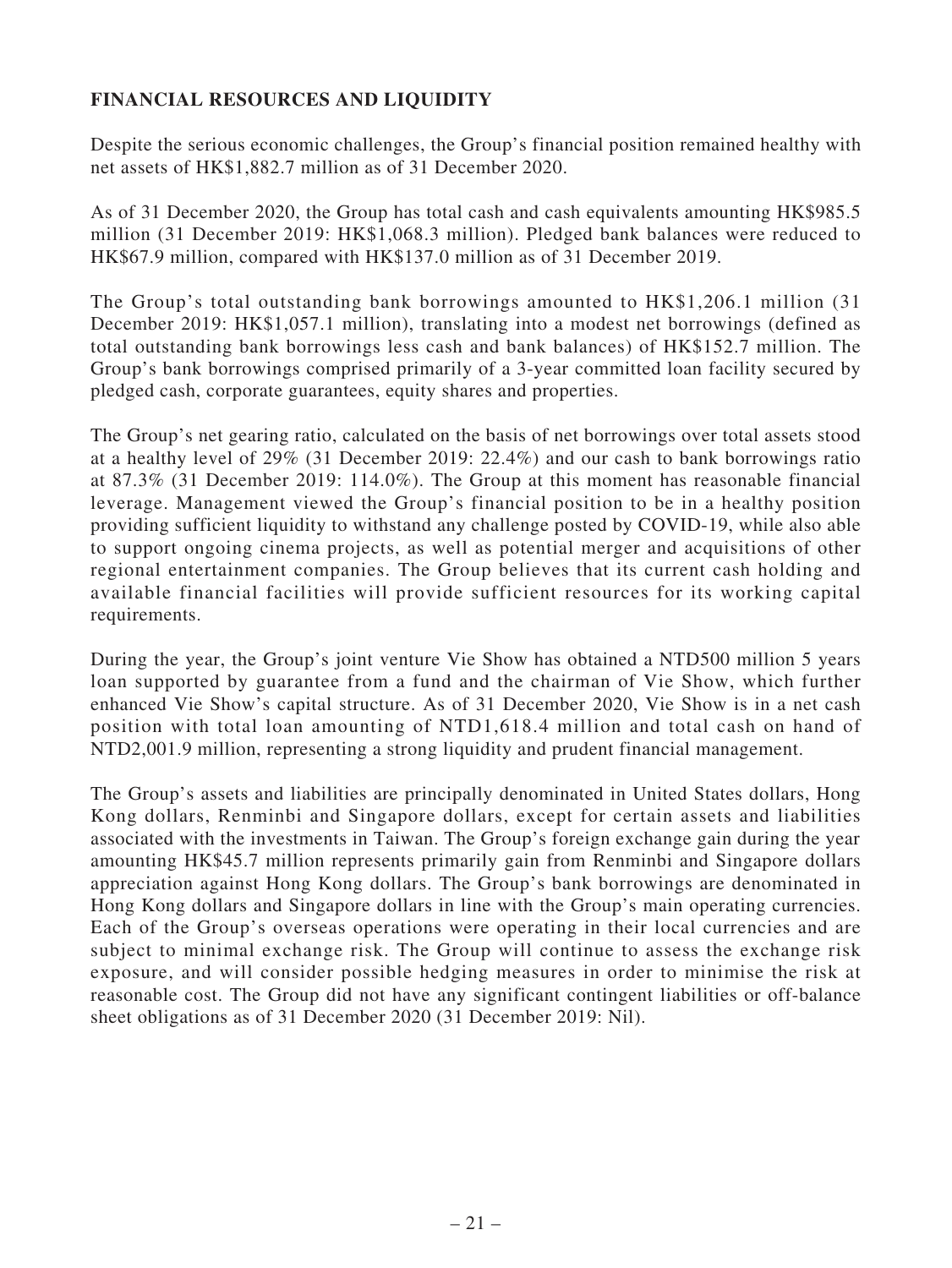## FINANCIAL RESOURCES AND LIQUIDITY

Despite the serious economic challenges, the Group's financial position remained healthy with net assets of HK$1,882.7 million as of 31 December 2020.

As of 31 December 2020, the Group has total cash and cash equivalents amounting HK$985.5 million (31 December 2019: HK$1,068.3 million). Pledged bank balances were reduced to HK$67.9 million, compared with HK$137.0 million as of 31 December 2019.

The Group's total outstanding bank borrowings amounted to HK$1,206.1 million (31 December 2019: HK$1,057.1 million), translating into a modest net borrowings (defined as total outstanding bank borrowings less cash and bank balances) of HK$152.7 million. The Group's bank borrowings comprised primarily of a 3-year committed loan facility secured by pledged cash, corporate guarantees, equity shares and properties.

The Group's net gearing ratio, calculated on the basis of net borrowings over total assets stood at a healthy level of 29% (31 December 2019: 22.4%) and our cash to bank borrowings ratio at 87.3% (31 December 2019: 114.0%). The Group at this moment has reasonable financial leverage. Management viewed the Group's financial position to be in a healthy position providing sufficient liquidity to withstand any challenge posted by COVID-19, while also able to support ongoing cinema projects, as well as potential merger and acquisitions of other regional entertainment companies. The Group believes that its current cash holding and available financial facilities will provide sufficient resources for its working capital requirements.

During the year, the Group's joint venture Vie Show has obtained a NTD500 million 5 years loan supported by guarantee from a fund and the chairman of Vie Show, which further enhanced Vie Show's capital structure. As of 31 December 2020, Vie Show is in a net cash position with total loan amounting of NTD1,618.4 million and total cash on hand of NTD2,001.9 million, representing a strong liquidity and prudent financial management.

The Group's assets and liabilities are principally denominated in United States dollars, Hong Kong dollars, Renminbi and Singapore dollars, except for certain assets and liabilities associated with the investments in Taiwan. The Group's foreign exchange gain during the year amounting HK$45.7 million represents primarily gain from Renminbi and Singapore dollars appreciation against Hong Kong dollars. The Group's bank borrowings are denominated in Hong Kong dollars and Singapore dollars in line with the Group's main operating currencies. Each of the Group's overseas operations were operating in their local currencies and are subject to minimal exchange risk. The Group will continue to assess the exchange risk exposure, and will consider possible hedging measures in order to minimise the risk at reasonable cost. The Group did not have any significant contingent liabilities or off-balance sheet obligations as of 31 December 2020 (31 December 2019: Nil).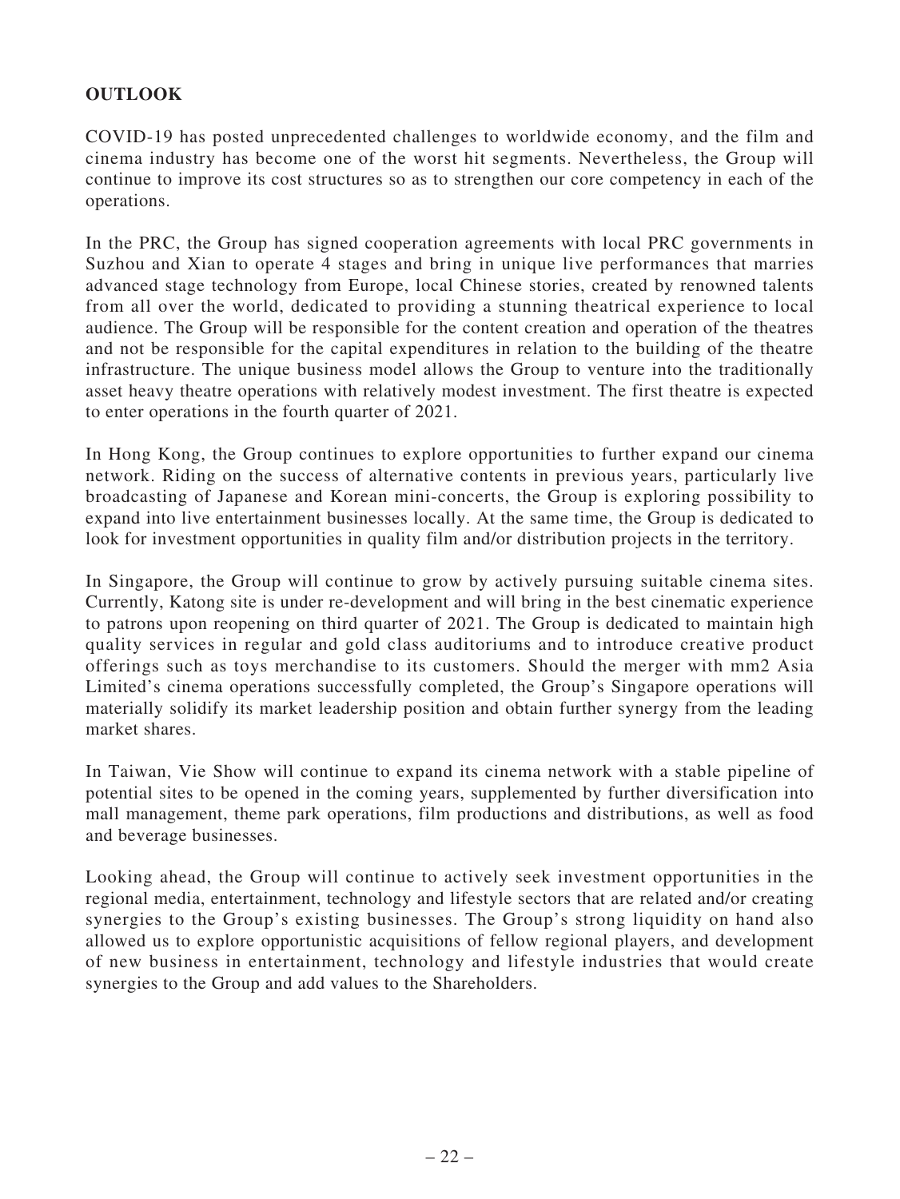## OUTLOOK

COVID-19 has posted unprecedented challenges to worldwide economy, and the film and cinema industry has become one of the worst hit segments. Nevertheless, the Group will continue to improve its cost structures so as to strengthen our core competency in each of the operations.

In the PRC, the Group has signed cooperation agreements with local PRC governments in Suzhou and Xian to operate 4 stages and bring in unique live performances that marries advanced stage technology from Europe, local Chinese stories, created by renowned talents from all over the world, dedicated to providing a stunning theatrical experience to local audience. The Group will be responsible for the content creation and operation of the theatres and not be responsible for the capital expenditures in relation to the building of the theatre infrastructure. The unique business model allows the Group to venture into the traditionally asset heavy theatre operations with relatively modest investment. The first theatre is expected to enter operations in the fourth quarter of 2021.

In Hong Kong, the Group continues to explore opportunities to further expand our cinema network. Riding on the success of alternative contents in previous years, particularly live broadcasting of Japanese and Korean mini-concerts, the Group is exploring possibility to expand into live entertainment businesses locally. At the same time, the Group is dedicated to look for investment opportunities in quality film and/or distribution projects in the territory.

In Singapore, the Group will continue to grow by actively pursuing suitable cinema sites. Currently, Katong site is under re-development and will bring in the best cinematic experience to patrons upon reopening on third quarter of 2021. The Group is dedicated to maintain high quality services in regular and gold class auditoriums and to introduce creative product offerings such as toys merchandise to its customers. Should the merger with mm2 Asia Limited's cinema operations successfully completed, the Group's Singapore operations will materially solidify its market leadership position and obtain further synergy from the leading market shares.

In Taiwan, Vie Show will continue to expand its cinema network with a stable pipeline of potential sites to be opened in the coming years, supplemented by further diversification into mall management, theme park operations, film productions and distributions, as well as food and beverage businesses.

Looking ahead, the Group will continue to actively seek investment opportunities in the regional media, entertainment, technology and lifestyle sectors that are related and/or creating synergies to the Group's existing businesses. The Group's strong liquidity on hand also allowed us to explore opportunistic acquisitions of fellow regional players, and development of new business in entertainment, technology and lifestyle industries that would create synergies to the Group and add values to the Shareholders.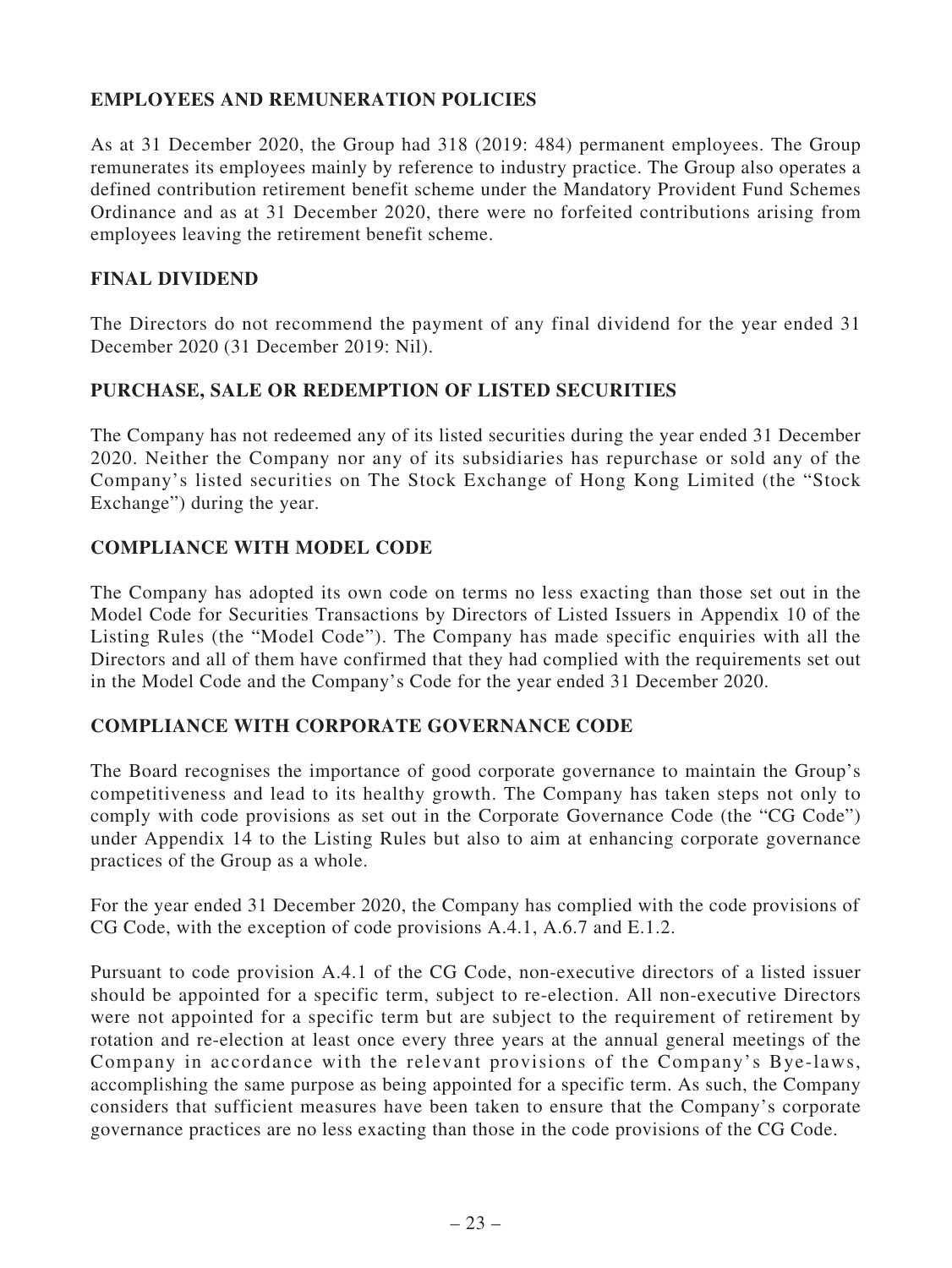## EMPLOYEES AND REMUNERATION POLICIES

As at 31 December 2020, the Group had 318 (2019: 484) permanent employees. The Group remunerates its employees mainly by reference to industry practice. The Group also operates a defined contribution retirement benefit scheme under the Mandatory Provident Fund Schemes Ordinance and as at 31 December 2020, there were no forfeited contributions arising from employees leaving the retirement benefit scheme.

## FINAL DIVIDEND

The Directors do not recommend the payment of any final dividend for the year ended 31 December 2020 (31 December 2019: Nil).

## PURCHASE, SALE OR REDEMPTION OF LISTED SECURITIES

The Company has not redeemed any of its listed securities during the year ended 31 December 2020. Neither the Company nor any of its subsidiaries has repurchase or sold any of the Company's listed securities on The Stock Exchange of Hong Kong Limited (the "Stock Exchange") during the year.

## COMPLIANCE WITH MODEL CODE

The Company has adopted its own code on terms no less exacting than those set out in the Model Code for Securities Transactions by Directors of Listed Issuers in Appendix 10 of the Listing Rules (the "Model Code"). The Company has made specific enquiries with all the Directors and all of them have confirmed that they had complied with the requirements set out in the Model Code and the Company's Code for the year ended 31 December 2020.

## COMPLIANCE WITH CORPORATE GOVERNANCE CODE

The Board recognises the importance of good corporate governance to maintain the Group's competitiveness and lead to its healthy growth. The Company has taken steps not only to comply with code provisions as set out in the Corporate Governance Code (the "CG Code") under Appendix 14 to the Listing Rules but also to aim at enhancing corporate governance practices of the Group as a whole.

For the year ended 31 December 2020, the Company has complied with the code provisions of CG Code, with the exception of code provisions A.4.1, A.6.7 and E.1.2.

Pursuant to code provision A.4.1 of the CG Code, non-executive directors of a listed issuer should be appointed for a specific term, subject to re-election. All non-executive Directors were not appointed for a specific term but are subject to the requirement of retirement by rotation and re-election at least once every three years at the annual general meetings of the Company in accordance with the relevant provisions of the Company's Bye-laws, accomplishing the same purpose as being appointed for a specific term. As such, the Company considers that sufficient measures have been taken to ensure that the Company's corporate governance practices are no less exacting than those in the code provisions of the CG Code.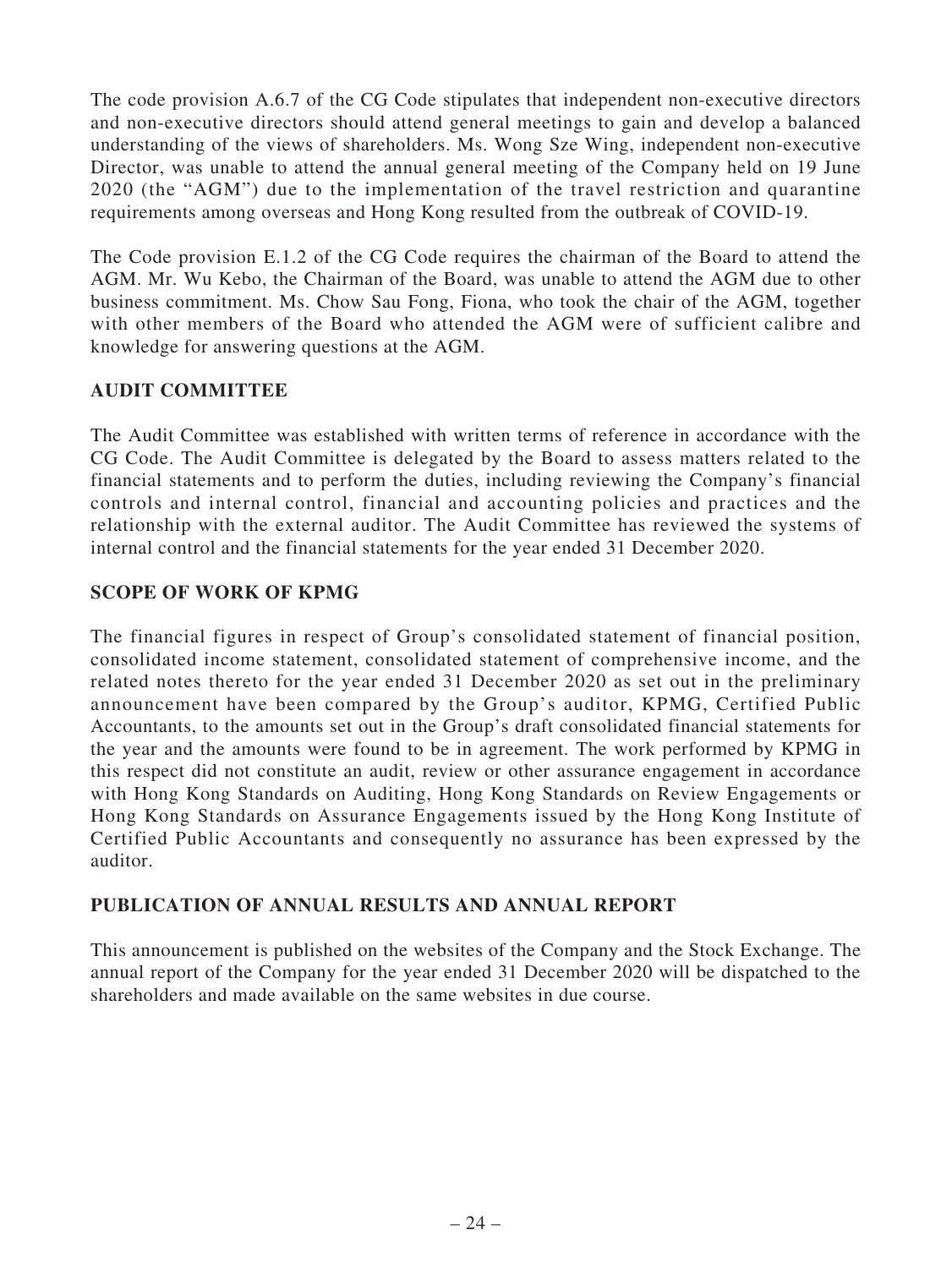The code provision A.6.7 of the CG Code stipulates that independent non-executive directors and non-executive directors should attend general meetings to gain and develop a balanced understanding of the views of shareholders. Ms. Wong Sze Wing, independent non-executive Director, was unable to attend the annual general meeting of the Company held on 19 June 2020 (the "AGM") due to the implementation of the travel restriction and quarantine requirements among overseas and Hong Kong resulted from the outbreak of COVID-19.

The Code provision E.1.2 of the CG Code requires the chairman of the Board to attend the AGM. Mr. Wu Kebo, the Chairman of the Board, was unable to attend the AGM due to other business commitment. Ms. Chow Sau Fong, Fiona, who took the chair of the AGM, together with other members of the Board who attended the AGM were of sufficient calibre and knowledge for answering questions at the AGM.

## AUDIT COMMITTEE

The Audit Committee was established with written terms of reference in accordance with the CG Code. The Audit Committee is delegated by the Board to assess matters related to the financial statements and to perform the duties, including reviewing the Company's financial controls and internal control, financial and accounting policies and practices and the relationship with the external auditor. The Audit Committee has reviewed the systems of internal control and the financial statements for the year ended 31 December 2020.

## SCOPE OF WORK OF KPMG

The financial figures in respect of Group's consolidated statement of financial position, consolidated income statement, consolidated statement of comprehensive income, and the related notes thereto for the year ended 31 December 2020 as set out in the preliminary announcement have been compared by the Group's auditor, KPMG, Certified Public Accountants, to the amounts set out in the Group's draft consolidated financial statements for the year and the amounts were found to be in agreement. The work performed by KPMG in this respect did not constitute an audit, review or other assurance engagement in accordance with Hong Kong Standards on Auditing, Hong Kong Standards on Review Engagements or Hong Kong Standards on Assurance Engagements issued by the Hong Kong Institute of Certified Public Accountants and consequently no assurance has been expressed by the auditor.

## PUBLICATION OF ANNUAL RESULTS AND ANNUAL REPORT

This announcement is published on the websites of the Company and the Stock Exchange. The annual report of the Company for the year ended 31 December 2020 will be dispatched to the shareholders and made available on the same websites in due course.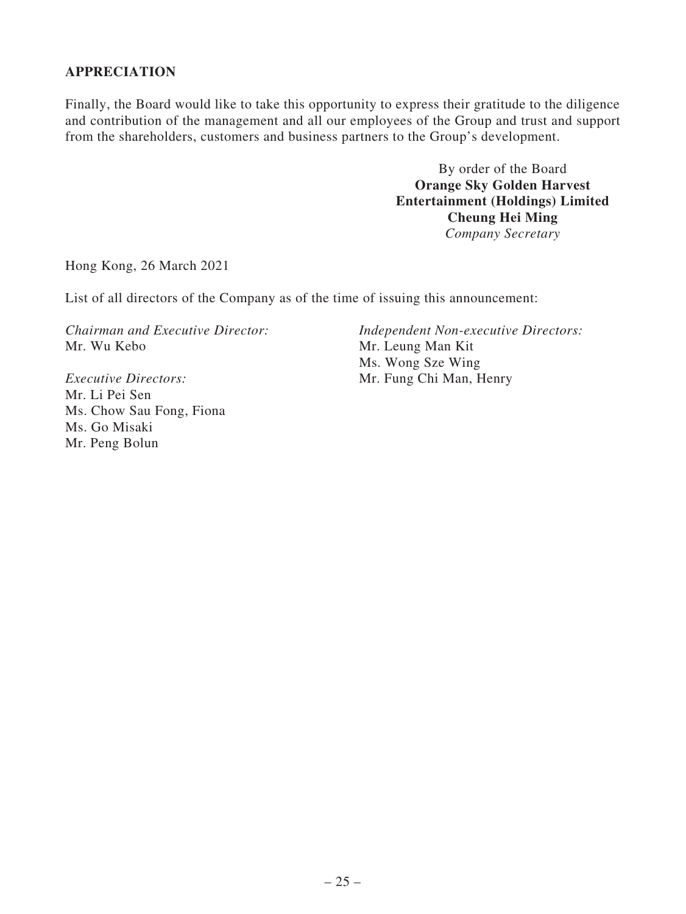## APPRECIATION

Finally, the Board would like to take this opportunity to express their gratitude to the diligence and contribution of the management and all our employees of the Group and trust and support from the shareholders, customers and business partners to the Group's development.

By order of the Board
**Orange Sky Golden Harvest Entertainment (Holdings) Limited**
**Cheung Hei Ming**
*Company Secretary*

Hong Kong, 26 March 2021

List of all directors of the Company as of the time of issuing this announcement:

*Chairman and Executive Director:*
Mr. Wu Kebo

*Executive Directors:*
Mr. Li Pei Sen
Ms. Chow Sau Fong, Fiona
Ms. Go Misaki
Mr. Peng Bolun

*Independent Non-executive Directors:*
Mr. Leung Man Kit
Ms. Wong Sze Wing
Mr. Fung Chi Man, Henry